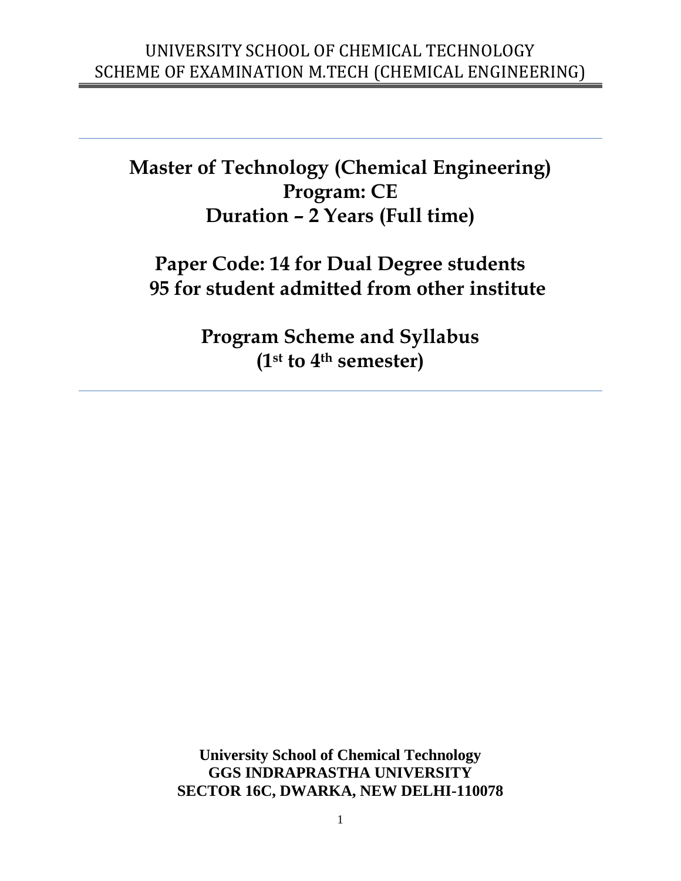# Master of Technology (Chemical Engineering)

## Program: CE

## Duration – 2 Years (Full time)

## Paper Code: 14 for Dual Degree students
## 95 for student admitted from other institute

## Program Scheme and Syllabus
## (1st to 4th semester)

**University School of Chemical Technology**
**GGS INDRAPRASTHA UNIVERSITY**
**SECTOR 16C, DWARKA, NEW DELHI-110078**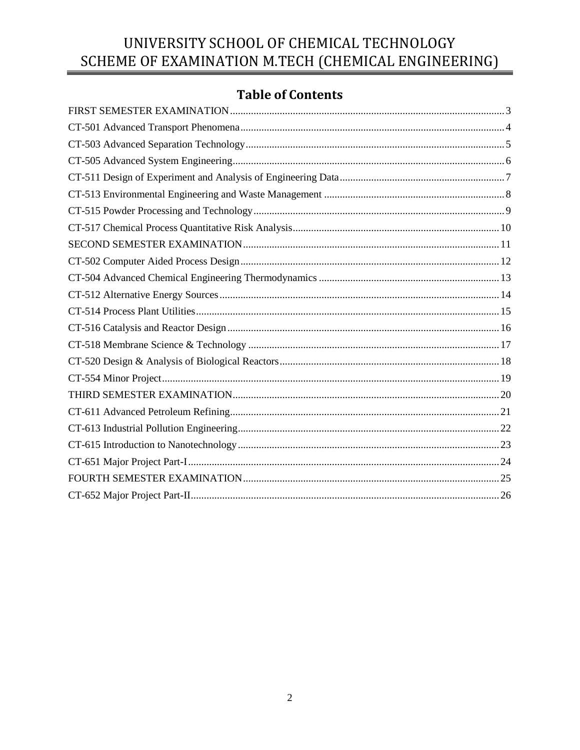# Table of Contents

- FIRST SEMESTER EXAMINATION ... 3
- CT-501 Advanced Transport Phenomena ... 4
- CT-503 Advanced Separation Technology ... 5
- CT-505 Advanced System Engineering ... 6
- CT-511 Design of Experiment and Analysis of Engineering Data ... 7
- CT-513 Environmental Engineering and Waste Management ... 8
- CT-515 Powder Processing and Technology ... 9
- CT-517 Chemical Process Quantitative Risk Analysis ... 10
- SECOND SEMESTER EXAMINATION ... 11
- CT-502 Computer Aided Process Design ... 12
- CT-504 Advanced Chemical Engineering Thermodynamics ... 13
- CT-512 Alternative Energy Sources ... 14
- CT-514 Process Plant Utilities ... 15
- CT-516 Catalysis and Reactor Design ... 16
- CT-518 Membrane Science & Technology ... 17
- CT-520 Design & Analysis of Biological Reactors ... 18
- CT-554 Minor Project ... 19
- THIRD SEMESTER EXAMINATION ... 20
- CT-611 Advanced Petroleum Refining ... 21
- CT-613 Industrial Pollution Engineering ... 22
- CT-615 Introduction to Nanotechnology ... 23
- CT-651 Major Project Part-I ... 24
- FOURTH SEMESTER EXAMINATION ... 25
- CT-652 Major Project Part-II ... 26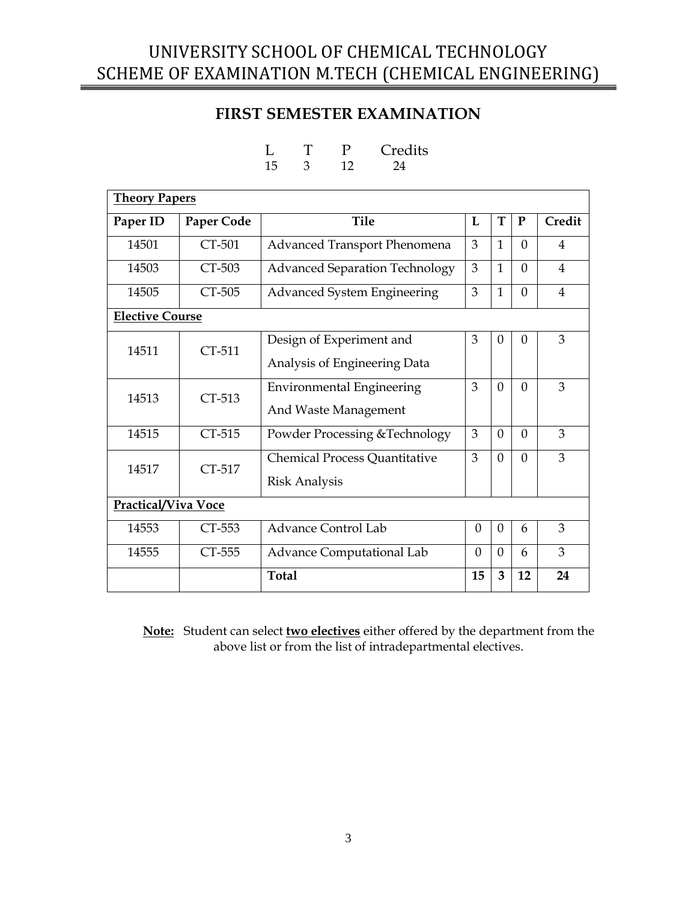# UNIVERSITY SCHOOL OF CHEMICAL TECHNOLOGY
# SCHEME OF EXAMINATION M.TECH (CHEMICAL ENGINEERING)

## FIRST SEMESTER EXAMINATION

| L | T | P | Credits |
|---|---|---|---|
| 15 | 3 | 12 | 24 |

| Paper ID | Paper Code | Tile | L | T | P | Credit |
|---|---|---|---|---|---|---|
| **Theory Papers** | | | | | | |
| 14501 | CT-501 | Advanced Transport Phenomena | 3 | 1 | 0 | 4 |
| 14503 | CT-503 | Advanced Separation Technology | 3 | 1 | 0 | 4 |
| 14505 | CT-505 | Advanced System Engineering | 3 | 1 | 0 | 4 |
| **Elective Course** | | | | | | |
| 14511 | CT-511 | Design of Experiment and Analysis of Engineering Data | 3 | 0 | 0 | 3 |
| 14513 | CT-513 | Environmental Engineering And Waste Management | 3 | 0 | 0 | 3 |
| 14515 | CT-515 | Powder Processing &Technology | 3 | 0 | 0 | 3 |
| 14517 | CT-517 | Chemical Process Quantitative Risk Analysis | 3 | 0 | 0 | 3 |
| **Practical/Viva Voce** | | | | | | |
| 14553 | CT-553 | Advance Control Lab | 0 | 0 | 6 | 3 |
| 14555 | CT-555 | Advance Computational Lab | 0 | 0 | 6 | 3 |
| | | **Total** | **15** | **3** | **12** | **24** |

**Note:** Student can select **two electives** either offered by the department from the above list or from the list of intradepartmental electives.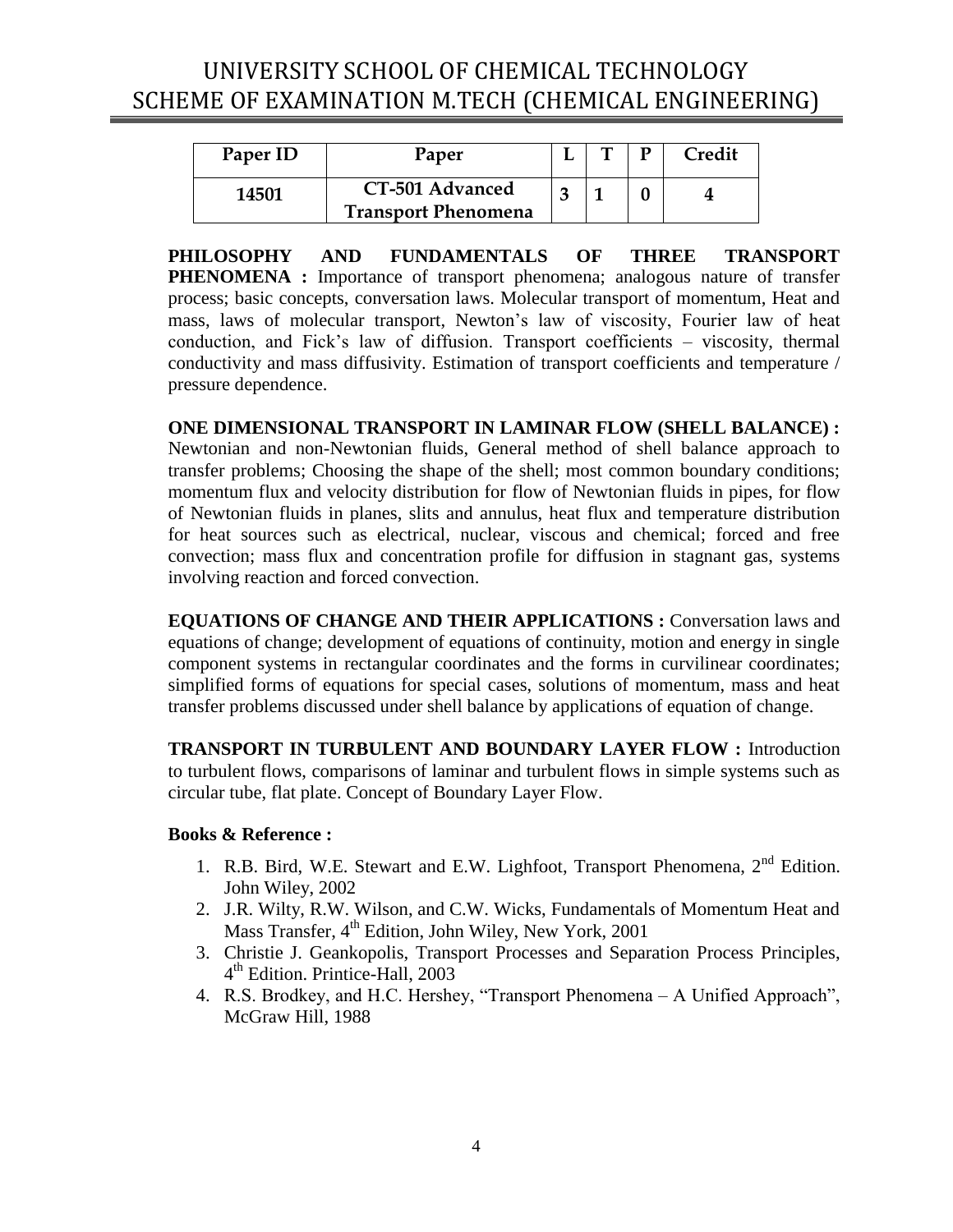# UNIVERSITY SCHOOL OF CHEMICAL TECHNOLOGY
# SCHEME OF EXAMINATION M.TECH (CHEMICAL ENGINEERING)

| Paper ID | Paper | L | T | P | Credit |
|---|---|---|---|---|---|
| 14501 | CT-501 Advanced Transport Phenomena | 3 | 1 | 0 | 4 |

**PHILOSOPHY AND FUNDAMENTALS OF THREE TRANSPORT PHENOMENA :** Importance of transport phenomena; analogous nature of transfer process; basic concepts, conversation laws. Molecular transport of momentum, Heat and mass, laws of molecular transport, Newton's law of viscosity, Fourier law of heat conduction, and Fick's law of diffusion. Transport coefficients – viscosity, thermal conductivity and mass diffusivity. Estimation of transport coefficients and temperature / pressure dependence.

**ONE DIMENSIONAL TRANSPORT IN LAMINAR FLOW (SHELL BALANCE) :** Newtonian and non-Newtonian fluids, General method of shell balance approach to transfer problems; Choosing the shape of the shell; most common boundary conditions; momentum flux and velocity distribution for flow of Newtonian fluids in pipes, for flow of Newtonian fluids in planes, slits and annulus, heat flux and temperature distribution for heat sources such as electrical, nuclear, viscous and chemical; forced and free convection; mass flux and concentration profile for diffusion in stagnant gas, systems involving reaction and forced convection.

**EQUATIONS OF CHANGE AND THEIR APPLICATIONS :** Conversation laws and equations of change; development of equations of continuity, motion and energy in single component systems in rectangular coordinates and the forms in curvilinear coordinates; simplified forms of equations for special cases, solutions of momentum, mass and heat transfer problems discussed under shell balance by applications of equation of change.

**TRANSPORT IN TURBULENT AND BOUNDARY LAYER FLOW :** Introduction to turbulent flows, comparisons of laminar and turbulent flows in simple systems such as circular tube, flat plate. Concept of Boundary Layer Flow.

**Books & Reference :**

1. R.B. Bird, W.E. Stewart and E.W. Lighfoot, Transport Phenomena, 2nd Edition. John Wiley, 2002
2. J.R. Wilty, R.W. Wilson, and C.W. Wicks, Fundamentals of Momentum Heat and Mass Transfer, 4th Edition, John Wiley, New York, 2001
3. Christie J. Geankopolis, Transport Processes and Separation Process Principles, 4th Edition. Printice-Hall, 2003
4. R.S. Brodkey, and H.C. Hershey, "Transport Phenomena – A Unified Approach", McGraw Hill, 1988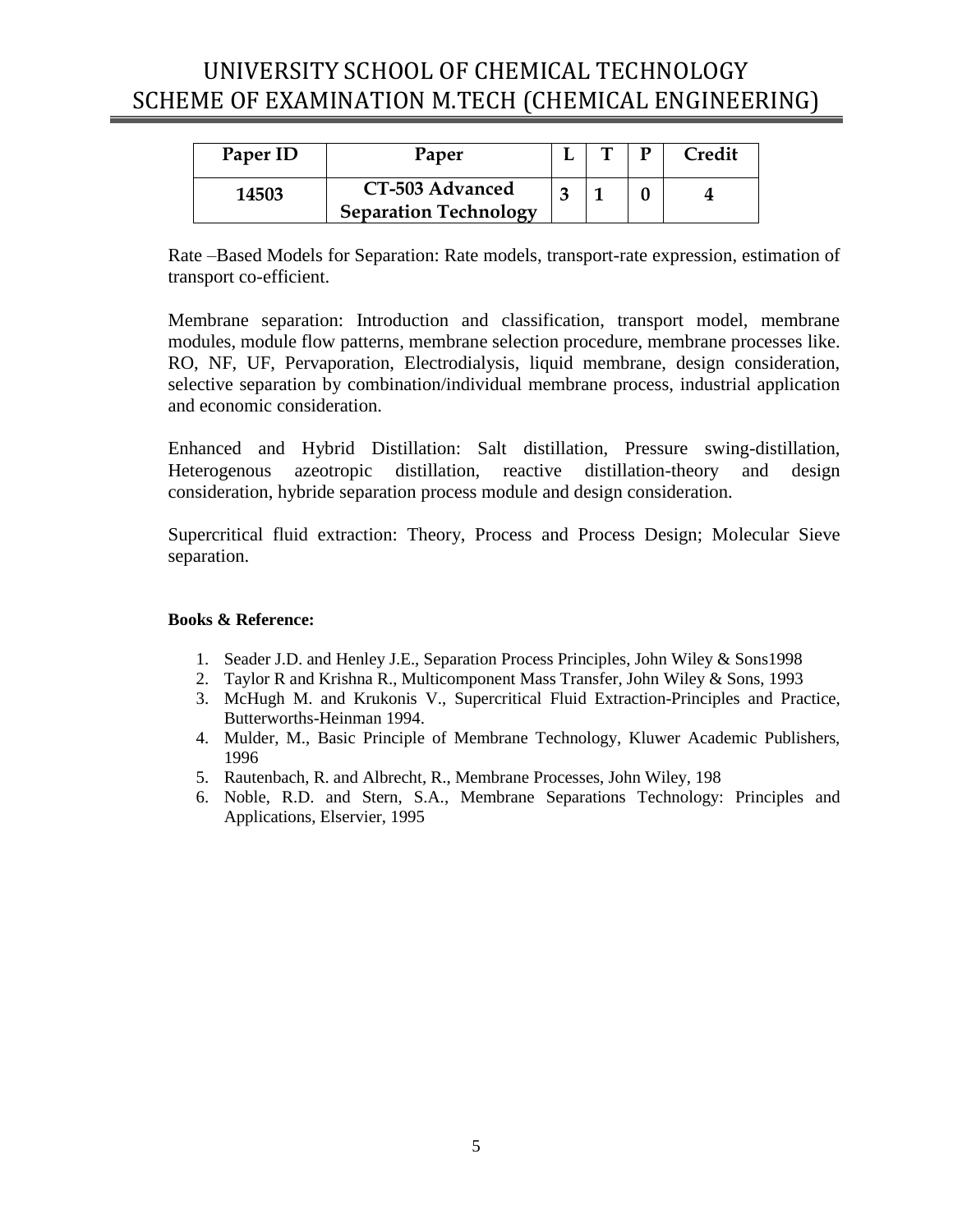| Paper ID | Paper | L | T | P | Credit |
|---|---|---|---|---|---|
| **14503** | **CT-503 Advanced Separation Technology** | **3** | **1** | **0** | **4** |

Rate –Based Models for Separation: Rate models, transport-rate expression, estimation of transport co-efficient.

Membrane separation: Introduction and classification, transport model, membrane modules, module flow patterns, membrane selection procedure, membrane processes like. RO, NF, UF, Pervaporation, Electrodialysis, liquid membrane, design consideration, selective separation by combination/individual membrane process, industrial application and economic consideration.

Enhanced and Hybrid Distillation: Salt distillation, Pressure swing-distillation, Heterogenous azeotropic distillation, reactive distillation-theory and design consideration, hybride separation process module and design consideration.

Supercritical fluid extraction: Theory, Process and Process Design; Molecular Sieve separation.

**Books & Reference:**

1. Seader J.D. and Henley J.E., Separation Process Principles, John Wiley & Sons1998
2. Taylor R and Krishna R., Multicomponent Mass Transfer, John Wiley & Sons, 1993
3. McHugh M. and Krukonis V., Supercritical Fluid Extraction-Principles and Practice, Butterworths-Heinman 1994.
4. Mulder, M., Basic Principle of Membrane Technology, Kluwer Academic Publishers, 1996
5. Rautenbach, R. and Albrecht, R., Membrane Processes, John Wiley, 198
6. Noble, R.D. and Stern, S.A., Membrane Separations Technology: Principles and Applications, Elservier, 1995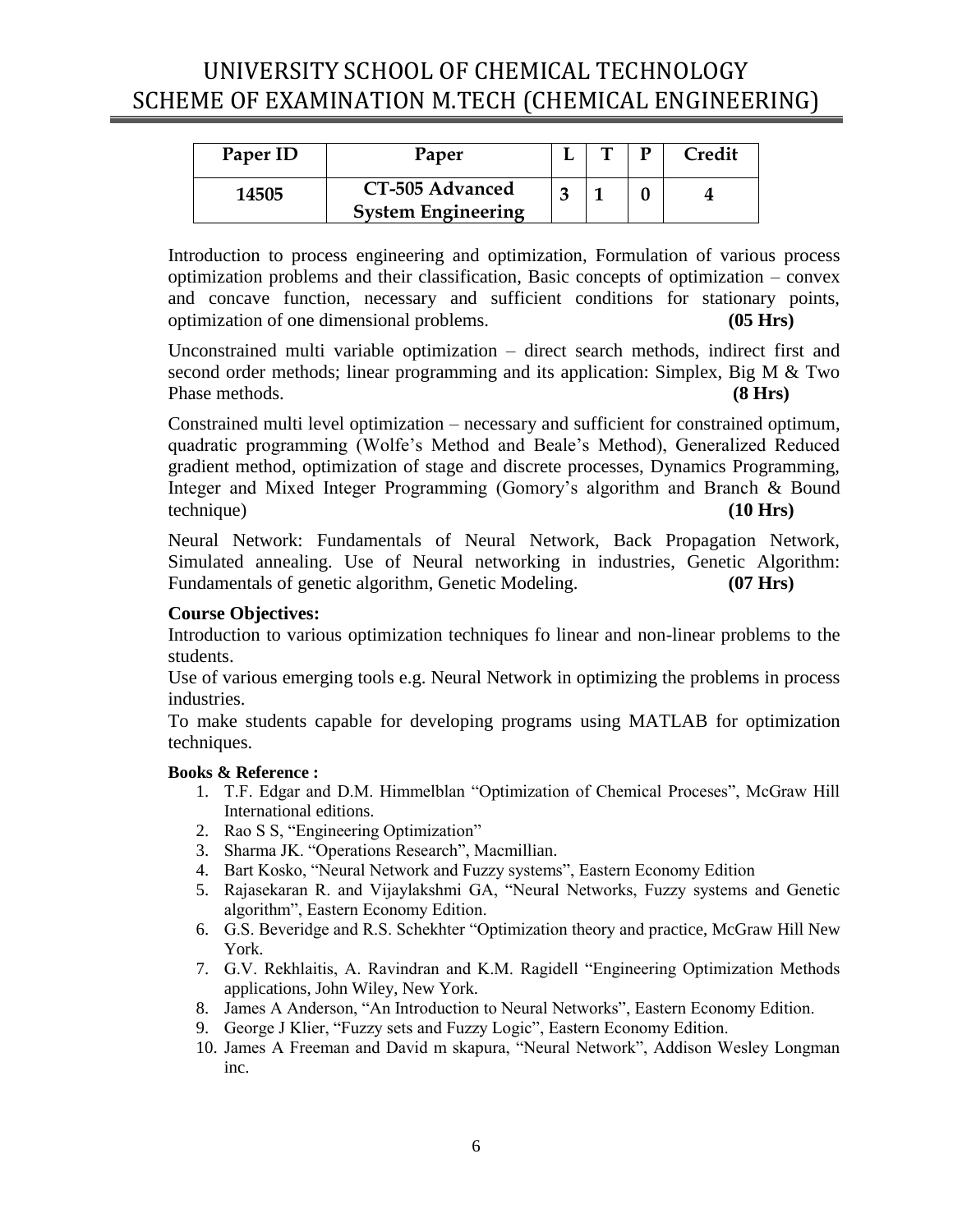| Paper ID | Paper | L | T | P | Credit |
|---|---|---|---|---|---|
| 14505 | CT-505 Advanced System Engineering | 3 | 1 | 0 | 4 |

Introduction to process engineering and optimization, Formulation of various process optimization problems and their classification, Basic concepts of optimization – convex and concave function, necessary and sufficient conditions for stationary points, optimization of one dimensional problems. **(05 Hrs)**

Unconstrained multi variable optimization – direct search methods, indirect first and second order methods; linear programming and its application: Simplex, Big M & Two Phase methods. **(8 Hrs)**

Constrained multi level optimization – necessary and sufficient for constrained optimum, quadratic programming (Wolfe's Method and Beale's Method), Generalized Reduced gradient method, optimization of stage and discrete processes, Dynamics Programming, Integer and Mixed Integer Programming (Gomory's algorithm and Branch & Bound technique) **(10 Hrs)**

Neural Network: Fundamentals of Neural Network, Back Propagation Network, Simulated annealing. Use of Neural networking in industries, Genetic Algorithm: Fundamentals of genetic algorithm, Genetic Modeling. **(07 Hrs)**

**Course Objectives:**

Introduction to various optimization techniques fo linear and non-linear problems to the students.

Use of various emerging tools e.g. Neural Network in optimizing the problems in process industries.

To make students capable for developing programs using MATLAB for optimization techniques.

**Books & Reference :**

1. T.F. Edgar and D.M. Himmelblan "Optimization of Chemical Proceses", McGraw Hill International editions.
2. Rao S S, "Engineering Optimization"
3. Sharma JK. "Operations Research", Macmillian.
4. Bart Kosko, "Neural Network and Fuzzy systems", Eastern Economy Edition
5. Rajasekaran R. and Vijaylakshmi GA, "Neural Networks, Fuzzy systems and Genetic algorithm", Eastern Economy Edition.
6. G.S. Beveridge and R.S. Schekhter "Optimization theory and practice, McGraw Hill New York.
7. G.V. Rekhlaitis, A. Ravindran and K.M. Ragidell "Engineering Optimization Methods applications, John Wiley, New York.
8. James A Anderson, "An Introduction to Neural Networks", Eastern Economy Edition.
9. George J Klier, "Fuzzy sets and Fuzzy Logic", Eastern Economy Edition.
10. James A Freeman and David m skapura, "Neural Network", Addison Wesley Longman inc.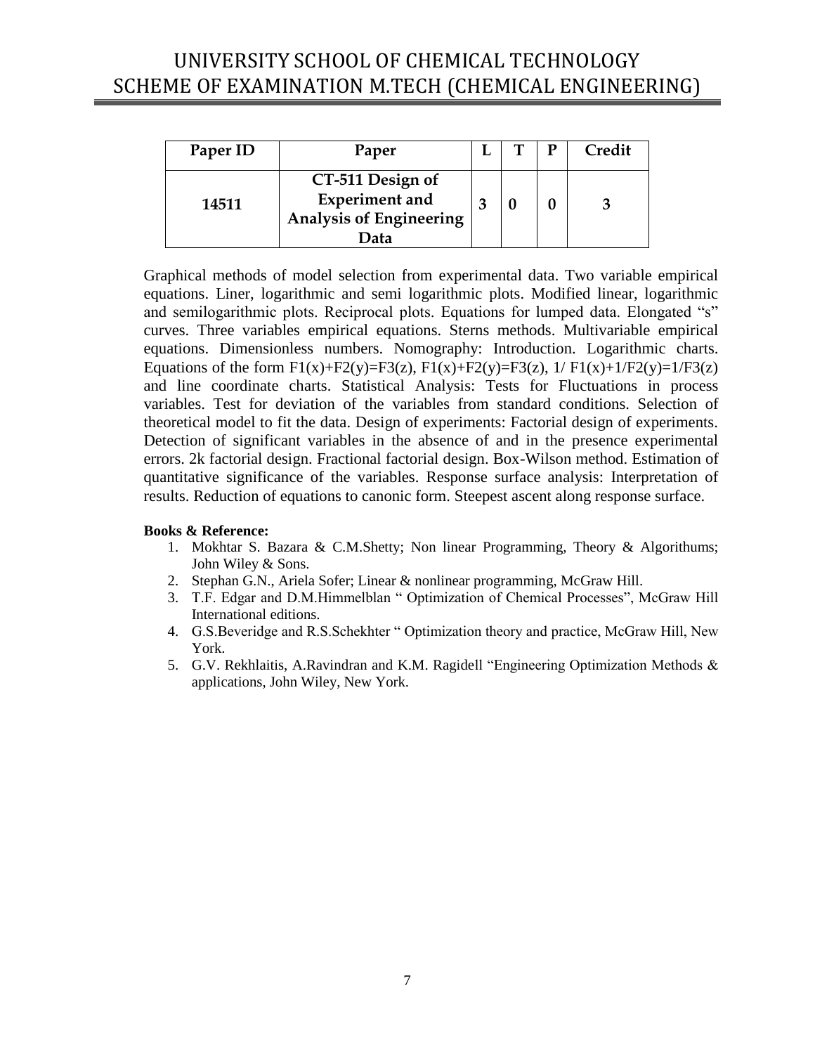# UNIVERSITY SCHOOL OF CHEMICAL TECHNOLOGY
# SCHEME OF EXAMINATION M.TECH (CHEMICAL ENGINEERING)

| Paper ID | Paper | L | T | P | Credit |
|---|---|---|---|---|---|
| 14511 | CT-511 Design of Experiment and Analysis of Engineering Data | 3 | 0 | 0 | 3 |

Graphical methods of model selection from experimental data. Two variable empirical equations. Liner, logarithmic and semi logarithmic plots. Modified linear, logarithmic and semilogarithmic plots. Reciprocal plots. Equations for lumped data. Elongated "s" curves. Three variables empirical equations. Sterns methods. Multivariable empirical equations. Dimensionless numbers. Nomography: Introduction. Logarithmic charts. Equations of the form $F1(x)+F2(y)=F3(z)$, $F1(x)+F2(y)=F3(z)$, $1/F1(x)+1/F2(y)=1/F3(z)$ and line coordinate charts. Statistical Analysis: Tests for Fluctuations in process variables. Test for deviation of the variables from standard conditions. Selection of theoretical model to fit the data. Design of experiments: Factorial design of experiments. Detection of significant variables in the absence of and in the presence experimental errors. 2k factorial design. Fractional factorial design. Box-Wilson method. Estimation of quantitative significance of the variables. Response surface analysis: Interpretation of results. Reduction of equations to canonic form. Steepest ascent along response surface.

**Books & Reference:**

1. Mokhtar S. Bazara & C.M.Shetty; Non linear Programming, Theory & Algorithums; John Wiley & Sons.
2. Stephan G.N., Ariela Sofer; Linear & nonlinear programming, McGraw Hill.
3. T.F. Edgar and D.M.Himmelblan " Optimization of Chemical Processes", McGraw Hill International editions.
4. G.S.Beveridge and R.S.Schekhter " Optimization theory and practice, McGraw Hill, New York.
5. G.V. Rekhlaitis, A.Ravindran and K.M. Ragidell "Engineering Optimization Methods & applications, John Wiley, New York.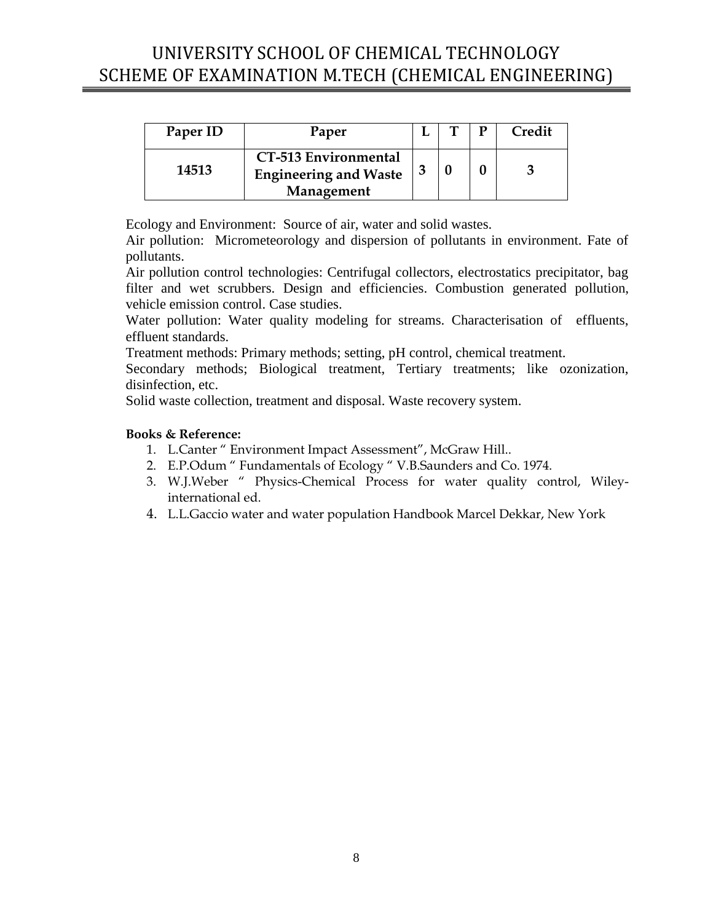| Paper ID | Paper | L | T | P | Credit |
|---|---|---|---|---|---|
| **14513** | **CT-513 Environmental Engineering and Waste Management** | **3** | **0** | **0** | **3** |

Ecology and Environment: Source of air, water and solid wastes.

Air pollution: Micrometeorology and dispersion of pollutants in environment. Fate of pollutants.

Air pollution control technologies: Centrifugal collectors, electrostatics precipitator, bag filter and wet scrubbers. Design and efficiencies. Combustion generated pollution, vehicle emission control. Case studies.

Water pollution: Water quality modeling for streams. Characterisation of effluents, effluent standards.

Treatment methods: Primary methods; setting, pH control, chemical treatment.

Secondary methods; Biological treatment, Tertiary treatments; like ozonization, disinfection, etc.

Solid waste collection, treatment and disposal. Waste recovery system.

**Books & Reference:**

1. L.Canter " Environment Impact Assessment", McGraw Hill..
2. E.P.Odum " Fundamentals of Ecology " V.B.Saunders and Co. 1974.
3. W.J.Weber " Physics-Chemical Process for water quality control, Wiley-international ed.
4. L.L.Gaccio water and water population Handbook Marcel Dekkar, New York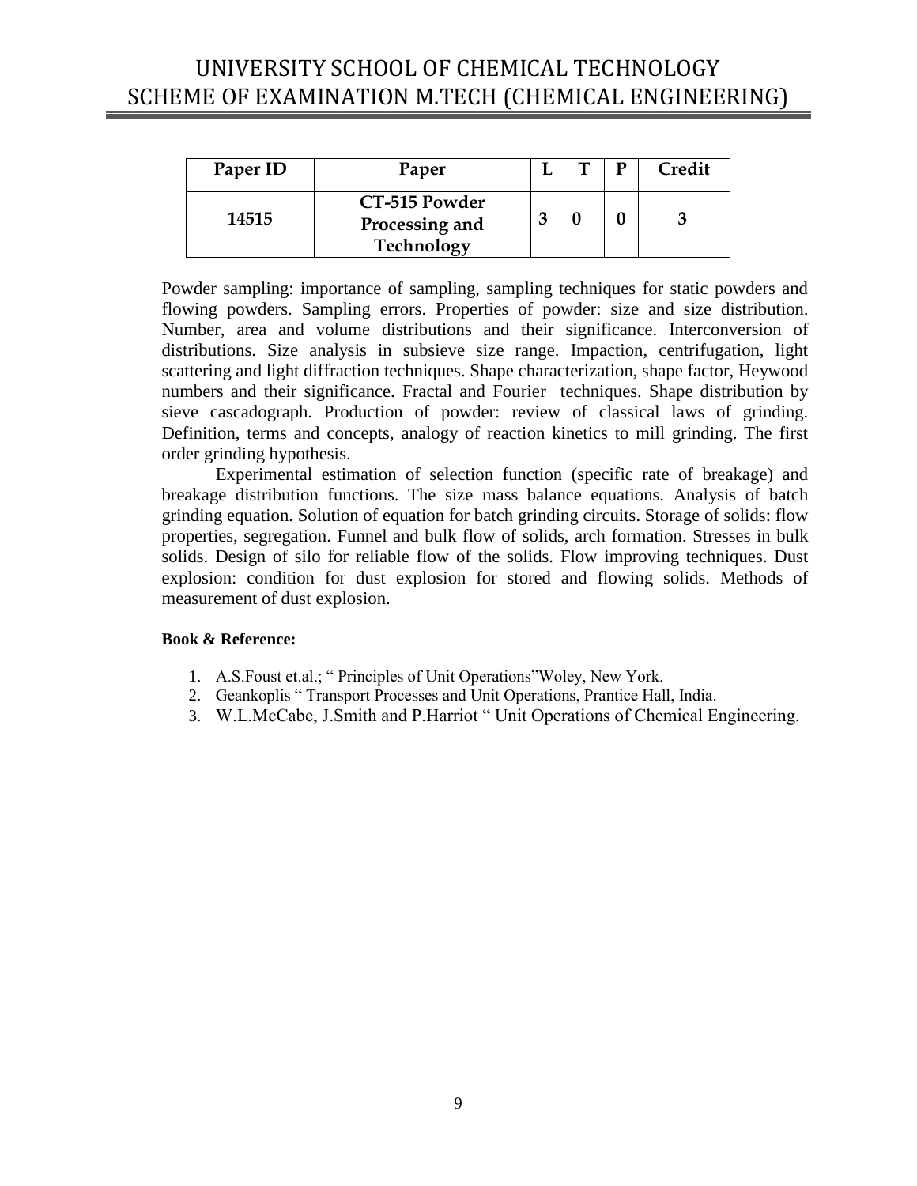| Paper ID | Paper | L | T | P | Credit |
|---|---|---|---|---|---|
| 14515 | CT-515 Powder Processing and Technology | 3 | 0 | 0 | 3 |

Powder sampling: importance of sampling, sampling techniques for static powders and flowing powders. Sampling errors. Properties of powder: size and size distribution. Number, area and volume distributions and their significance. Interconversion of distributions. Size analysis in subsieve size range. Impaction, centrifugation, light scattering and light diffraction techniques. Shape characterization, shape factor, Heywood numbers and their significance. Fractal and Fourier techniques. Shape distribution by sieve cascadograph. Production of powder: review of classical laws of grinding. Definition, terms and concepts, analogy of reaction kinetics to mill grinding. The first order grinding hypothesis.

Experimental estimation of selection function (specific rate of breakage) and breakage distribution functions. The size mass balance equations. Analysis of batch grinding equation. Solution of equation for batch grinding circuits. Storage of solids: flow properties, segregation. Funnel and bulk flow of solids, arch formation. Stresses in bulk solids. Design of silo for reliable flow of the solids. Flow improving techniques. Dust explosion: condition for dust explosion for stored and flowing solids. Methods of measurement of dust explosion.

**Book & Reference:**

1. A.S.Foust et.al.; " Principles of Unit Operations"Woley, New York.
2. Geankoplis " Transport Processes and Unit Operations, Prantice Hall, India.
3. W.L.McCabe, J.Smith and P.Harriot " Unit Operations of Chemical Engineering.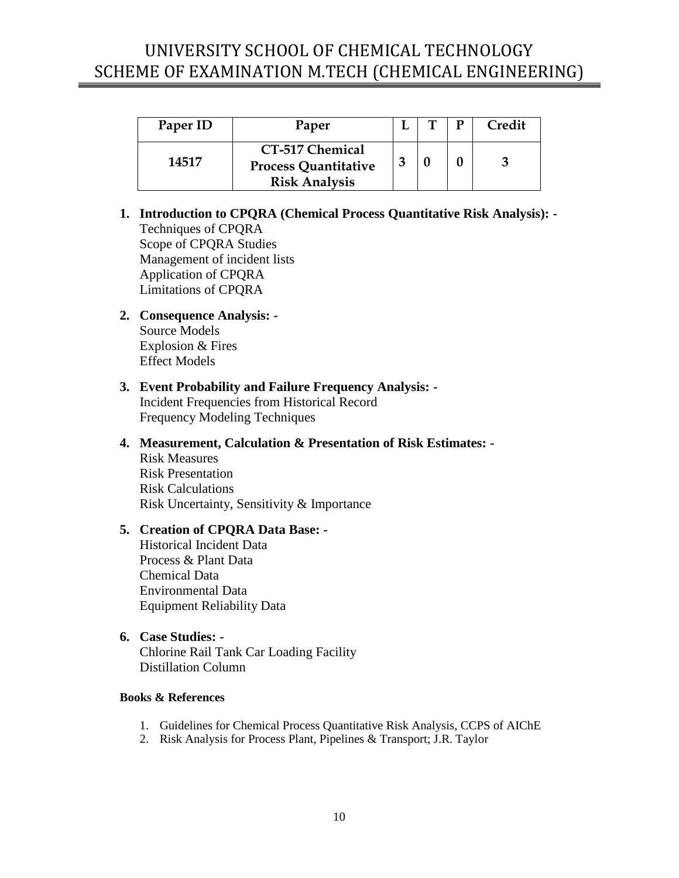# UNIVERSITY SCHOOL OF CHEMICAL TECHNOLOGY
# SCHEME OF EXAMINATION M.TECH (CHEMICAL ENGINEERING)

| Paper ID | Paper | L | T | P | Credit |
|---|---|---|---|---|---|
| 14517 | CT-517 Chemical Process Quantitative Risk Analysis | 3 | 0 | 0 | 3 |

1. **Introduction to CPQRA (Chemical Process Quantitative Risk Analysis): -**
   Techniques of CPQRA
   Scope of CPQRA Studies
   Management of incident lists
   Application of CPQRA
   Limitations of CPQRA

2. **Consequence Analysis: -**
   Source Models
   Explosion & Fires
   Effect Models

3. **Event Probability and Failure Frequency Analysis: -**
   Incident Frequencies from Historical Record
   Frequency Modeling Techniques

4. **Measurement, Calculation & Presentation of Risk Estimates: -**
   Risk Measures
   Risk Presentation
   Risk Calculations
   Risk Uncertainty, Sensitivity & Importance

5. **Creation of CPQRA Data Base: -**
   Historical Incident Data
   Process & Plant Data
   Chemical Data
   Environmental Data
   Equipment Reliability Data

6. **Case Studies: -**
   Chlorine Rail Tank Car Loading Facility
   Distillation Column

**Books & References**

1. Guidelines for Chemical Process Quantitative Risk Analysis, CCPS of AIChE
2. Risk Analysis for Process Plant, Pipelines & Transport; J.R. Taylor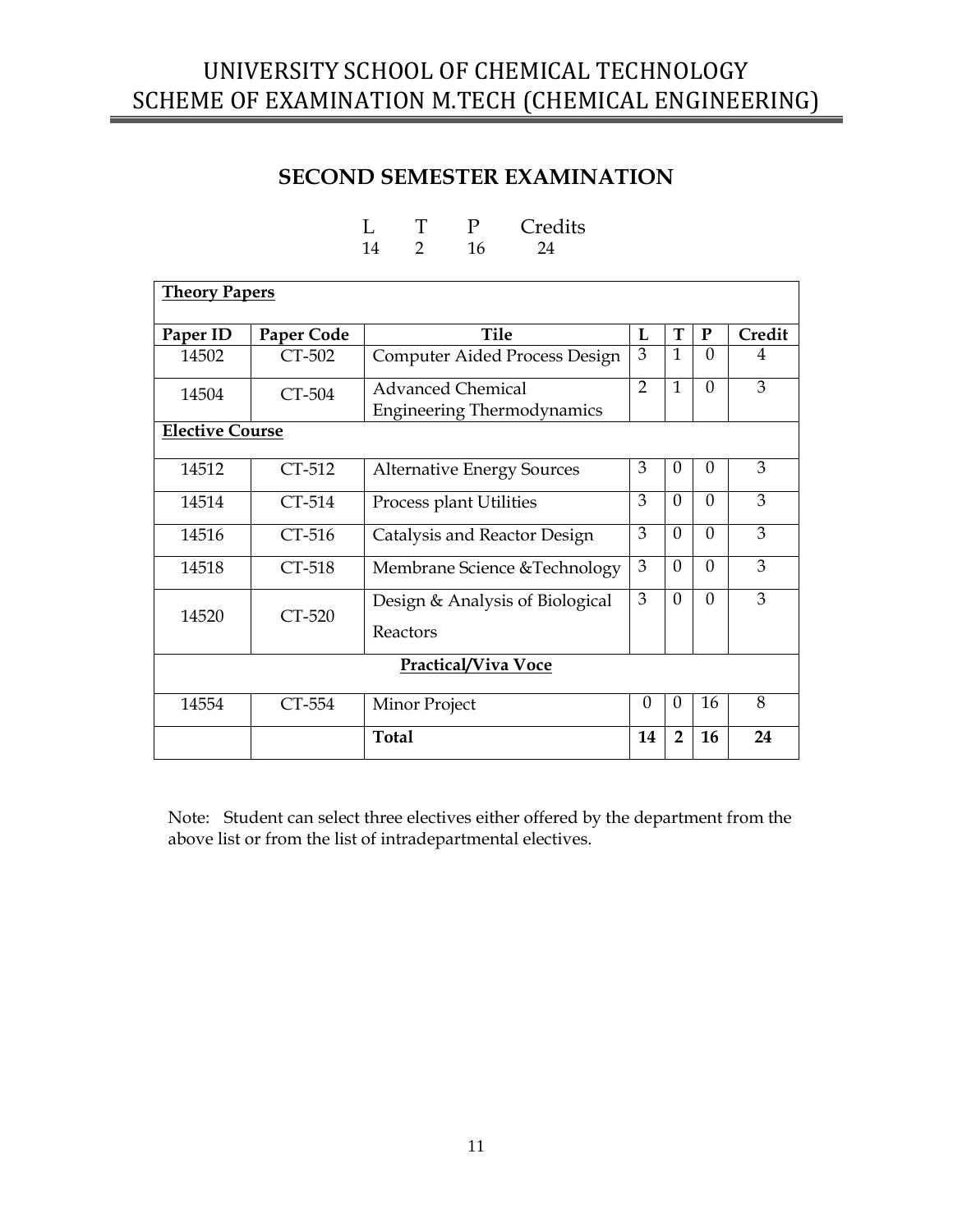# UNIVERSITY SCHOOL OF CHEMICAL TECHNOLOGY
# SCHEME OF EXAMINATION M.TECH (CHEMICAL ENGINEERING)

## SECOND SEMESTER EXAMINATION

| L | T | P | Credits |
|---|---|---|---|
| 14 | 2 | 16 | 24 |

| Paper ID | Paper Code | Tile | L | T | P | Credit |
|---|---|---|---|---|---|---|
| **Theory Papers** | | | | | | |
| 14502 | CT-502 | Computer Aided Process Design | 3 | 1 | 0 | 4 |
| 14504 | CT-504 | Advanced Chemical Engineering Thermodynamics | 2 | 1 | 0 | 3 |
| **Elective Course** | | | | | | |
| 14512 | CT-512 | Alternative Energy Sources | 3 | 0 | 0 | 3 |
| 14514 | CT-514 | Process plant Utilities | 3 | 0 | 0 | 3 |
| 14516 | CT-516 | Catalysis and Reactor Design | 3 | 0 | 0 | 3 |
| 14518 | CT-518 | Membrane Science &Technology | 3 | 0 | 0 | 3 |
| 14520 | CT-520 | Design & Analysis of Biological Reactors | 3 | 0 | 0 | 3 |
| **Practical/Viva Voce** | | | | | | |
| 14554 | CT-554 | Minor Project | 0 | 0 | 16 | 8 |
| | | **Total** | **14** | **2** | **16** | **24** |

Note: Student can select three electives either offered by the department from the above list or from the list of intradepartmental electives.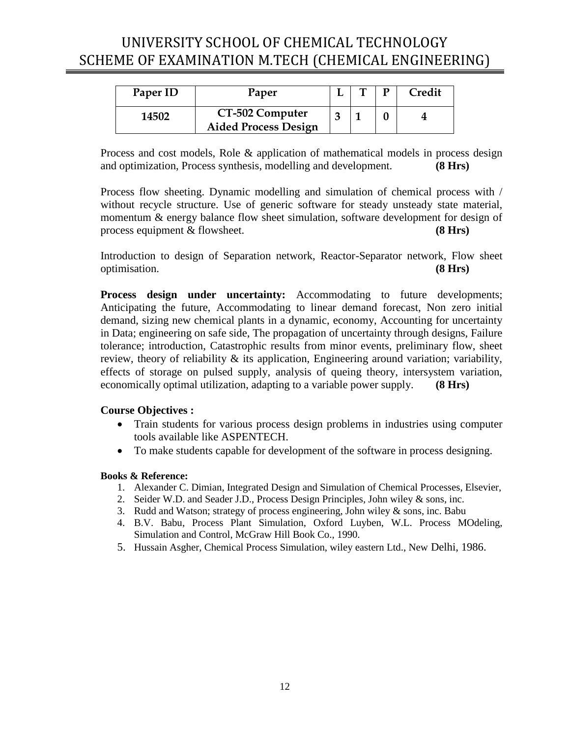# UNIVERSITY SCHOOL OF CHEMICAL TECHNOLOGY
# SCHEME OF EXAMINATION M.TECH (CHEMICAL ENGINEERING)

| Paper ID | Paper | L | T | P | Credit |
|---|---|---|---|---|---|
| 14502 | CT-502 Computer Aided Process Design | 3 | 1 | 0 | 4 |

Process and cost models, Role & application of mathematical models in process design and optimization, Process synthesis, modelling and development. **(8 Hrs)**

Process flow sheeting. Dynamic modelling and simulation of chemical process with / without recycle structure. Use of generic software for steady unsteady state material, momentum & energy balance flow sheet simulation, software development for design of process equipment & flowsheet. **(8 Hrs)**

Introduction to design of Separation network, Reactor-Separator network, Flow sheet optimisation. **(8 Hrs)**

**Process design under uncertainty:** Accommodating to future developments; Anticipating the future, Accommodating to linear demand forecast, Non zero initial demand, sizing new chemical plants in a dynamic, economy, Accounting for uncertainty in Data; engineering on safe side, The propagation of uncertainty through designs, Failure tolerance; introduction, Catastrophic results from minor events, preliminary flow, sheet review, theory of reliability & its application, Engineering around variation; variability, effects of storage on pulsed supply, analysis of queing theory, intersystem variation, economically optimal utilization, adapting to a variable power supply. **(8 Hrs)**

**Course Objectives :**

- Train students for various process design problems in industries using computer tools available like ASPENTECH.
- To make students capable for development of the software in process designing.

**Books & Reference:**

1. Alexander C. Dimian, Integrated Design and Simulation of Chemical Processes, Elsevier,
2. Seider W.D. and Seader J.D., Process Design Principles, John wiley & sons, inc.
3. Rudd and Watson; strategy of process engineering, John wiley & sons, inc. Babu
4. B.V. Babu, Process Plant Simulation, Oxford Luyben, W.L. Process MOdeling, Simulation and Control, McGraw Hill Book Co., 1990.
5. Hussain Asgher, Chemical Process Simulation, wiley eastern Ltd., New Delhi, 1986.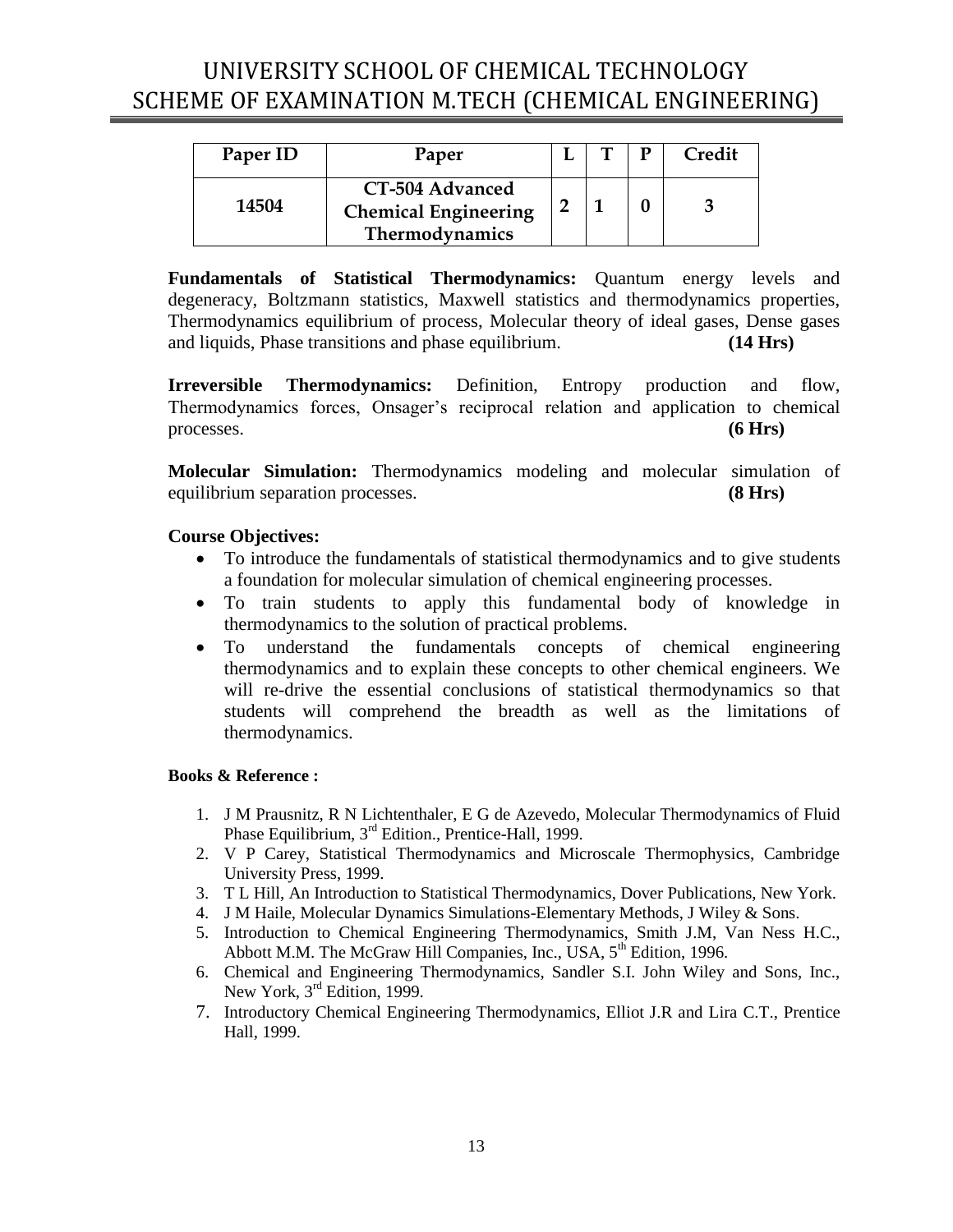# UNIVERSITY SCHOOL OF CHEMICAL TECHNOLOGY
# SCHEME OF EXAMINATION M.TECH (CHEMICAL ENGINEERING)

| Paper ID | Paper | L | T | P | Credit |
|---|---|---|---|---|---|
| 14504 | CT-504 Advanced Chemical Engineering Thermodynamics | 2 | 1 | 0 | 3 |

**Fundamentals of Statistical Thermodynamics:** Quantum energy levels and degeneracy, Boltzmann statistics, Maxwell statistics and thermodynamics properties, Thermodynamics equilibrium of process, Molecular theory of ideal gases, Dense gases and liquids, Phase transitions and phase equilibrium. **(14 Hrs)**

**Irreversible Thermodynamics:** Definition, Entropy production and flow, Thermodynamics forces, Onsager's reciprocal relation and application to chemical processes. **(6 Hrs)**

**Molecular Simulation:** Thermodynamics modeling and molecular simulation of equilibrium separation processes. **(8 Hrs)**

**Course Objectives:**

- To introduce the fundamentals of statistical thermodynamics and to give students a foundation for molecular simulation of chemical engineering processes.
- To train students to apply this fundamental body of knowledge in thermodynamics to the solution of practical problems.
- To understand the fundamentals concepts of chemical engineering thermodynamics and to explain these concepts to other chemical engineers. We will re-drive the essential conclusions of statistical thermodynamics so that students will comprehend the breadth as well as the limitations of thermodynamics.

**Books & Reference :**

1. J M Prausnitz, R N Lichtenthaler, E G de Azevedo, Molecular Thermodynamics of Fluid Phase Equilibrium, 3rd Edition., Prentice-Hall, 1999.
2. V P Carey, Statistical Thermodynamics and Microscale Thermophysics, Cambridge University Press, 1999.
3. T L Hill, An Introduction to Statistical Thermodynamics, Dover Publications, New York.
4. J M Haile, Molecular Dynamics Simulations-Elementary Methods, J Wiley & Sons.
5. Introduction to Chemical Engineering Thermodynamics, Smith J.M, Van Ness H.C., Abbott M.M. The McGraw Hill Companies, Inc., USA, 5th Edition, 1996.
6. Chemical and Engineering Thermodynamics, Sandler S.I. John Wiley and Sons, Inc., New York, 3rd Edition, 1999.
7. Introductory Chemical Engineering Thermodynamics, Elliot J.R and Lira C.T., Prentice Hall, 1999.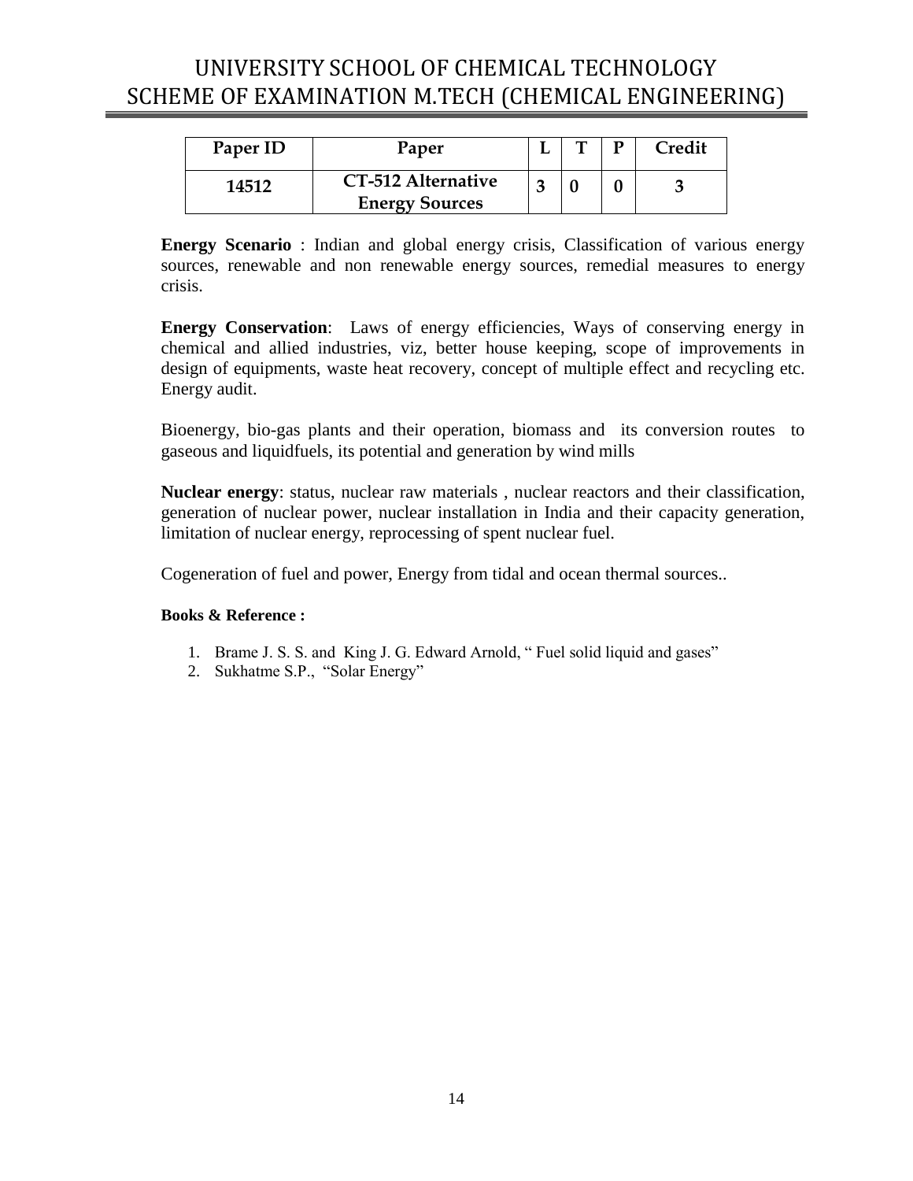| Paper ID | Paper | L | T | P | Credit |
|---|---|---|---|---|---|
| 14512 | CT-512 Alternative Energy Sources | 3 | 0 | 0 | 3 |

**Energy Scenario** : Indian and global energy crisis, Classification of various energy sources, renewable and non renewable energy sources, remedial measures to energy crisis.

**Energy Conservation**: Laws of energy efficiencies, Ways of conserving energy in chemical and allied industries, viz, better house keeping, scope of improvements in design of equipments, waste heat recovery, concept of multiple effect and recycling etc. Energy audit.

Bioenergy, bio-gas plants and their operation, biomass and its conversion routes to gaseous and liquidfuels, its potential and generation by wind mills

**Nuclear energy**: status, nuclear raw materials , nuclear reactors and their classification, generation of nuclear power, nuclear installation in India and their capacity generation, limitation of nuclear energy, reprocessing of spent nuclear fuel.

Cogeneration of fuel and power, Energy from tidal and ocean thermal sources..

**Books & Reference :**

1. Brame J. S. S. and King J. G. Edward Arnold, " Fuel solid liquid and gases"
2. Sukhatme S.P., "Solar Energy"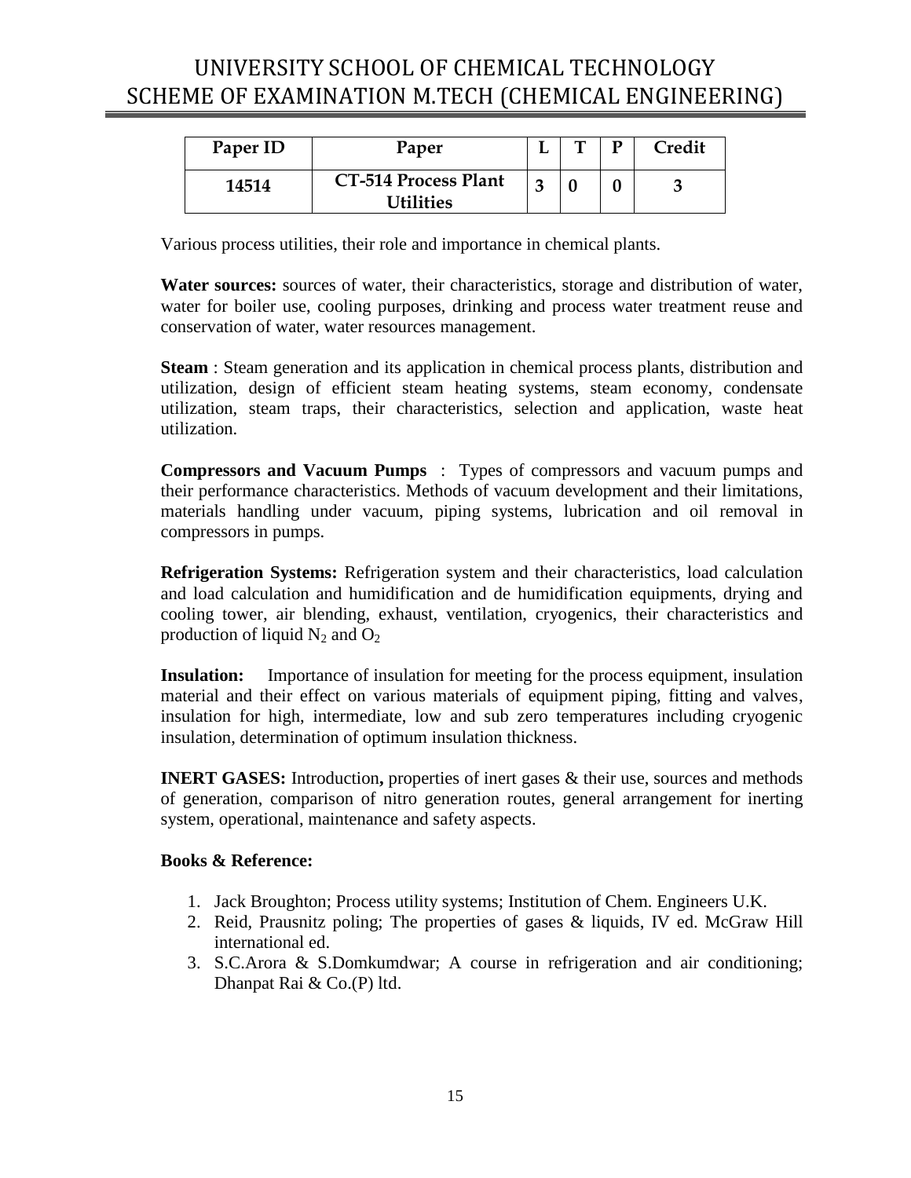# UNIVERSITY SCHOOL OF CHEMICAL TECHNOLOGY
## SCHEME OF EXAMINATION M.TECH (CHEMICAL ENGINEERING)

| Paper ID | Paper | L | T | P | Credit |
|---|---|---|---|---|---|
| 14514 | CT-514 Process Plant Utilities | 3 | 0 | 0 | 3 |

Various process utilities, their role and importance in chemical plants.

**Water sources:** sources of water, their characteristics, storage and distribution of water, water for boiler use, cooling purposes, drinking and process water treatment reuse and conservation of water, water resources management.

**Steam** : Steam generation and its application in chemical process plants, distribution and utilization, design of efficient steam heating systems, steam economy, condensate utilization, steam traps, their characteristics, selection and application, waste heat utilization.

**Compressors and Vacuum Pumps** : Types of compressors and vacuum pumps and their performance characteristics. Methods of vacuum development and their limitations, materials handling under vacuum, piping systems, lubrication and oil removal in compressors in pumps.

**Refrigeration Systems:** Refrigeration system and their characteristics, load calculation and load calculation and humidification and de humidification equipments, drying and cooling tower, air blending, exhaust, ventilation, cryogenics, their characteristics and production of liquid $N_2$ and $O_2$

**Insulation:** Importance of insulation for meeting for the process equipment, insulation material and their effect on various materials of equipment piping, fitting and valves, insulation for high, intermediate, low and sub zero temperatures including cryogenic insulation, determination of optimum insulation thickness.

**INERT GASES:** Introduction**,** properties of inert gases & their use, sources and methods of generation, comparison of nitro generation routes, general arrangement for inerting system, operational, maintenance and safety aspects.

**Books & Reference:**

1. Jack Broughton; Process utility systems; Institution of Chem. Engineers U.K.
2. Reid, Prausnitz poling; The properties of gases & liquids, IV ed. McGraw Hill international ed.
3. S.C.Arora & S.Domkumdwar; A course in refrigeration and air conditioning; Dhanpat Rai & Co.(P) ltd.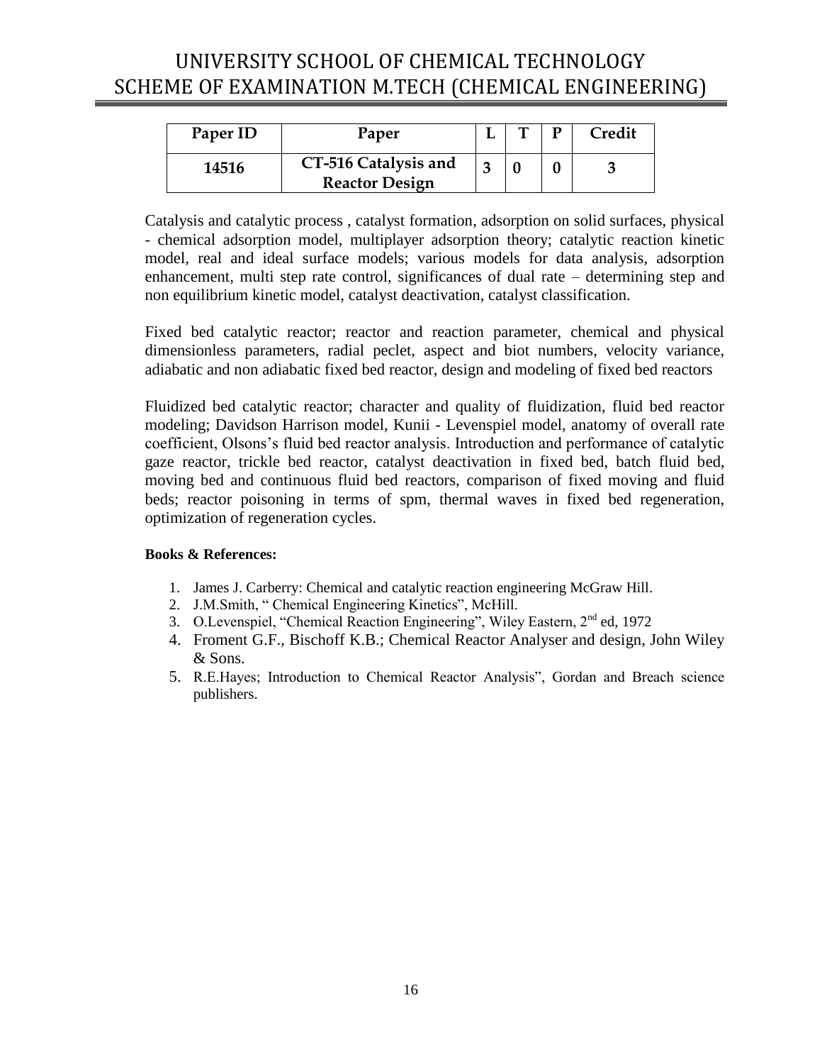# UNIVERSITY SCHOOL OF CHEMICAL TECHNOLOGY
# SCHEME OF EXAMINATION M.TECH (CHEMICAL ENGINEERING)

| Paper ID | Paper | L | T | P | Credit |
|---|---|---|---|---|---|
| **14516** | **CT-516 Catalysis and Reactor Design** | **3** | **0** | **0** | **3** |

Catalysis and catalytic process , catalyst formation, adsorption on solid surfaces, physical - chemical adsorption model, multiplayer adsorption theory; catalytic reaction kinetic model, real and ideal surface models; various models for data analysis, adsorption enhancement, multi step rate control, significances of dual rate – determining step and non equilibrium kinetic model, catalyst deactivation, catalyst classification.

Fixed bed catalytic reactor; reactor and reaction parameter, chemical and physical dimensionless parameters, radial peclet, aspect and biot numbers, velocity variance, adiabatic and non adiabatic fixed bed reactor, design and modeling of fixed bed reactors

Fluidized bed catalytic reactor; character and quality of fluidization, fluid bed reactor modeling; Davidson Harrison model, Kunii - Levenspiel model, anatomy of overall rate coefficient, Olsons's fluid bed reactor analysis. Introduction and performance of catalytic gaze reactor, trickle bed reactor, catalyst deactivation in fixed bed, batch fluid bed, moving bed and continuous fluid bed reactors, comparison of fixed moving and fluid beds; reactor poisoning in terms of spm, thermal waves in fixed bed regeneration, optimization of regeneration cycles.

**Books & References:**

1. James J. Carberry: Chemical and catalytic reaction engineering McGraw Hill.
2. J.M.Smith, " Chemical Engineering Kinetics", McHill.
3. O.Levenspiel, "Chemical Reaction Engineering", Wiley Eastern, 2nd ed, 1972
4. Froment G.F., Bischoff K.B.; Chemical Reactor Analyser and design, John Wiley & Sons.
5. R.E.Hayes; Introduction to Chemical Reactor Analysis", Gordan and Breach science publishers.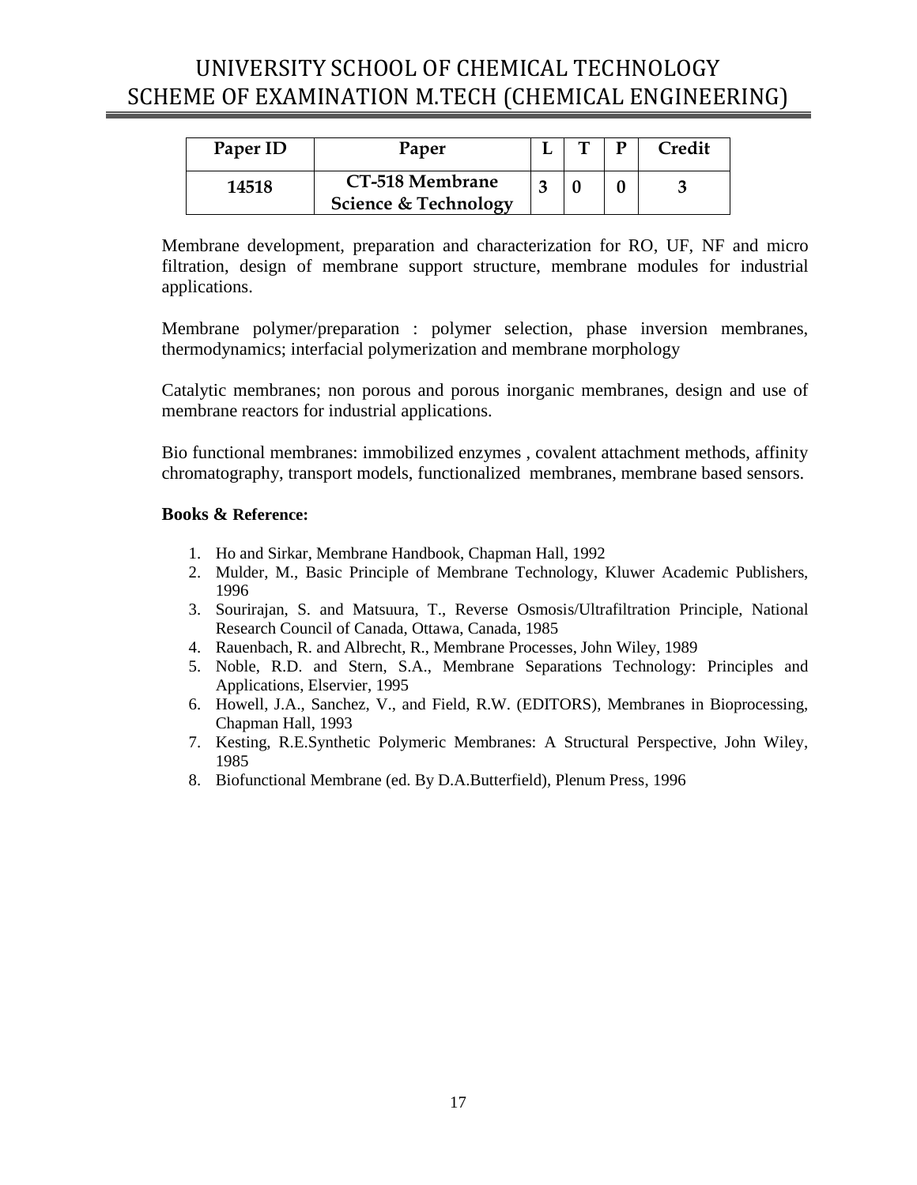# UNIVERSITY SCHOOL OF CHEMICAL TECHNOLOGY
# SCHEME OF EXAMINATION M.TECH (CHEMICAL ENGINEERING)

| Paper ID | Paper | L | T | P | Credit |
|---|---|---|---|---|---|
| 14518 | CT-518 Membrane Science & Technology | 3 | 0 | 0 | 3 |

Membrane development, preparation and characterization for RO, UF, NF and micro filtration, design of membrane support structure, membrane modules for industrial applications.

Membrane polymer/preparation : polymer selection, phase inversion membranes, thermodynamics; interfacial polymerization and membrane morphology

Catalytic membranes; non porous and porous inorganic membranes, design and use of membrane reactors for industrial applications.

Bio functional membranes: immobilized enzymes , covalent attachment methods, affinity chromatography, transport models, functionalized membranes, membrane based sensors.

**Books & Reference:**

1. Ho and Sirkar, Membrane Handbook, Chapman Hall, 1992
2. Mulder, M., Basic Principle of Membrane Technology, Kluwer Academic Publishers, 1996
3. Sourirajan, S. and Matsuura, T., Reverse Osmosis/Ultrafiltration Principle, National Research Council of Canada, Ottawa, Canada, 1985
4. Rauenbach, R. and Albrecht, R., Membrane Processes, John Wiley, 1989
5. Noble, R.D. and Stern, S.A., Membrane Separations Technology: Principles and Applications, Elservier, 1995
6. Howell, J.A., Sanchez, V., and Field, R.W. (EDITORS), Membranes in Bioprocessing, Chapman Hall, 1993
7. Kesting, R.E.Synthetic Polymeric Membranes: A Structural Perspective, John Wiley, 1985
8. Biofunctional Membrane (ed. By D.A.Butterfield), Plenum Press, 1996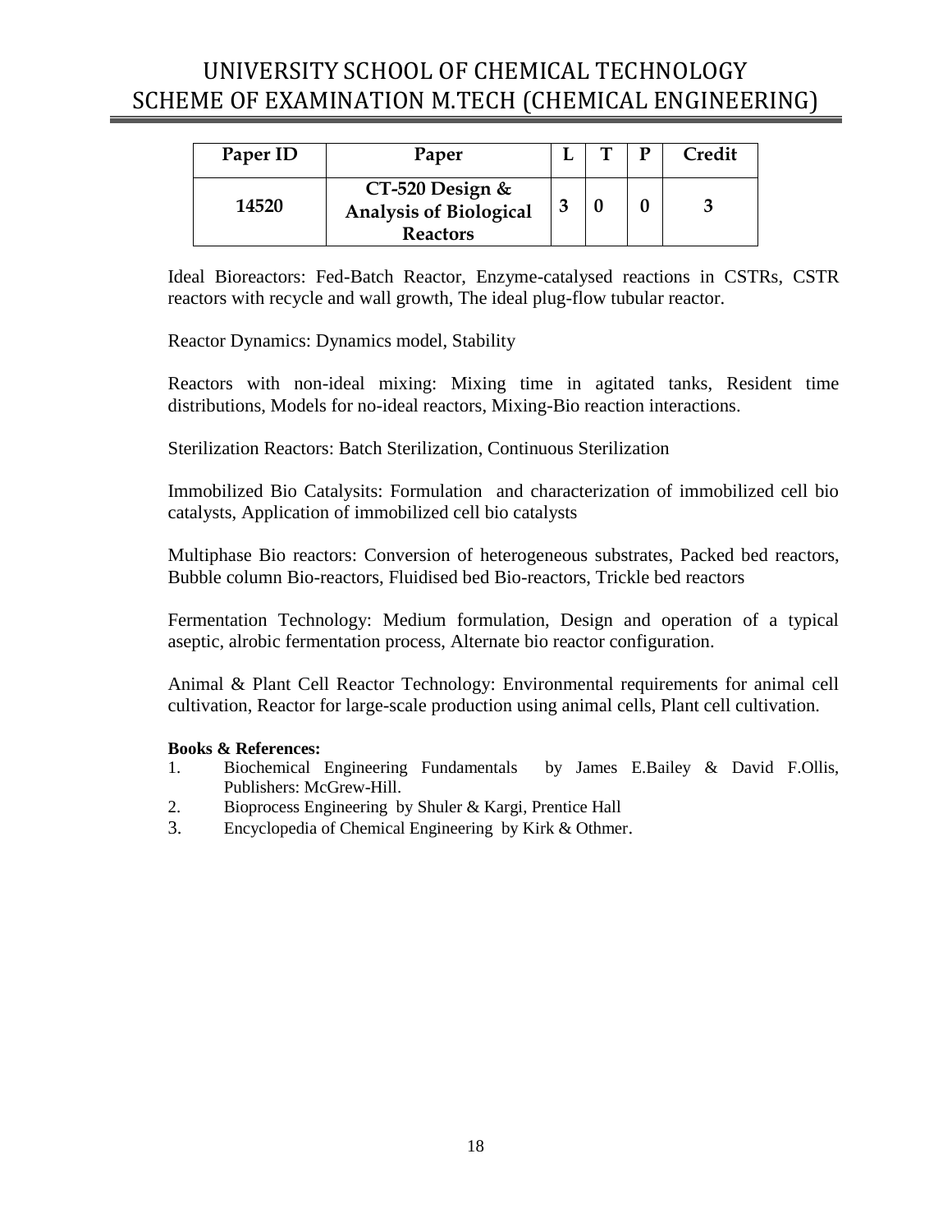# UNIVERSITY SCHOOL OF CHEMICAL TECHNOLOGY
# SCHEME OF EXAMINATION M.TECH (CHEMICAL ENGINEERING)

| Paper ID | Paper | L | T | P | Credit |
|---|---|---|---|---|---|
| 14520 | CT-520 Design & Analysis of Biological Reactors | 3 | 0 | 0 | 3 |

Ideal Bioreactors: Fed-Batch Reactor, Enzyme-catalysed reactions in CSTRs, CSTR reactors with recycle and wall growth, The ideal plug-flow tubular reactor.

Reactor Dynamics: Dynamics model, Stability

Reactors with non-ideal mixing: Mixing time in agitated tanks, Resident time distributions, Models for no-ideal reactors, Mixing-Bio reaction interactions.

Sterilization Reactors: Batch Sterilization, Continuous Sterilization

Immobilized Bio Catalysits: Formulation and characterization of immobilized cell bio catalysts, Application of immobilized cell bio catalysts

Multiphase Bio reactors: Conversion of heterogeneous substrates, Packed bed reactors, Bubble column Bio-reactors, Fluidised bed Bio-reactors, Trickle bed reactors

Fermentation Technology: Medium formulation, Design and operation of a typical aseptic, alrobic fermentation process, Alternate bio reactor configuration.

Animal & Plant Cell Reactor Technology: Environmental requirements for animal cell cultivation, Reactor for large-scale production using animal cells, Plant cell cultivation.

**Books & References:**

1. Biochemical Engineering Fundamentals by James E.Bailey & David F.Ollis, Publishers: McGrew-Hill.
2. Bioprocess Engineering by Shuler & Kargi, Prentice Hall
3. Encyclopedia of Chemical Engineering by Kirk & Othmer.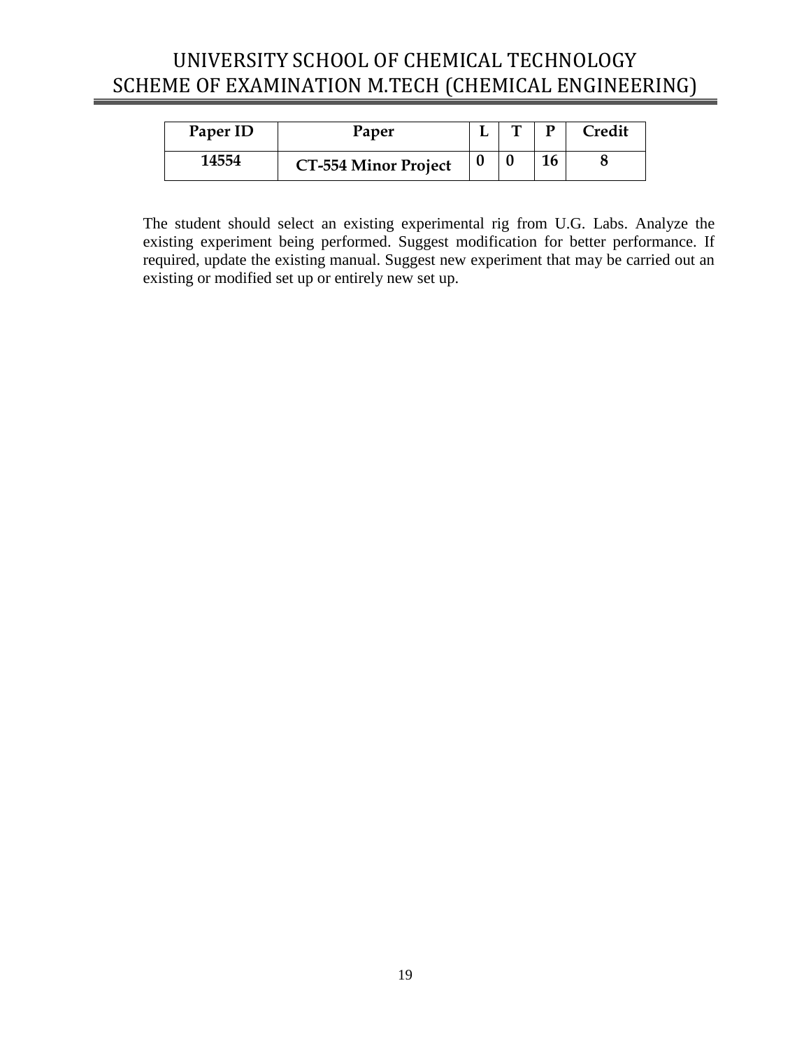| Paper ID | Paper | L | T | P | Credit |
|---|---|---|---|---|---|
| **14554** | **CT-554 Minor Project** | **0** | **0** | **16** | **8** |

The student should select an existing experimental rig from U.G. Labs. Analyze the existing experiment being performed. Suggest modification for better performance. If required, update the existing manual. Suggest new experiment that may be carried out an existing or modified set up or entirely new set up.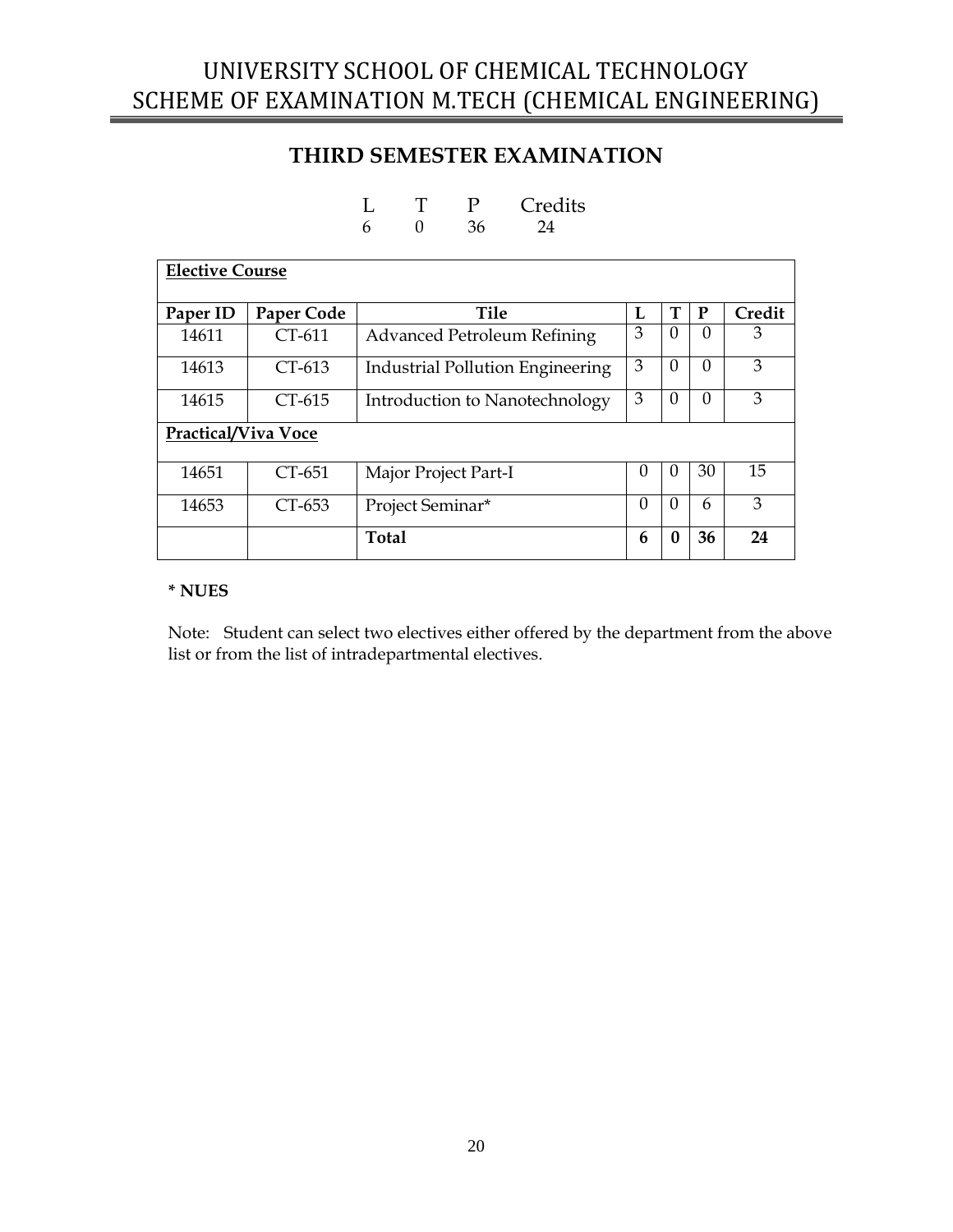# UNIVERSITY SCHOOL OF CHEMICAL TECHNOLOGY
# SCHEME OF EXAMINATION M.TECH (CHEMICAL ENGINEERING)

## THIRD SEMESTER EXAMINATION

| L | T | P | Credits |
|---|---|---|---|
| 6 | 0 | 36 | 24 |

| Paper ID | Paper Code | Tile | L | T | P | Credit |
|---|---|---|---|---|---|---|
| **Elective Course** | | | | | | |
| 14611 | CT-611 | Advanced Petroleum Refining | 3 | 0 | 0 | 3 |
| 14613 | CT-613 | Industrial Pollution Engineering | 3 | 0 | 0 | 3 |
| 14615 | CT-615 | Introduction to Nanotechnology | 3 | 0 | 0 | 3 |
| **Practical/Viva Voce** | | | | | | |
| 14651 | CT-651 | Major Project Part-I | 0 | 0 | 30 | 15 |
| 14653 | CT-653 | Project Seminar* | 0 | 0 | 6 | 3 |
| | | **Total** | **6** | **0** | **36** | **24** |

**\* NUES**

Note: Student can select two electives either offered by the department from the above list or from the list of intradepartmental electives.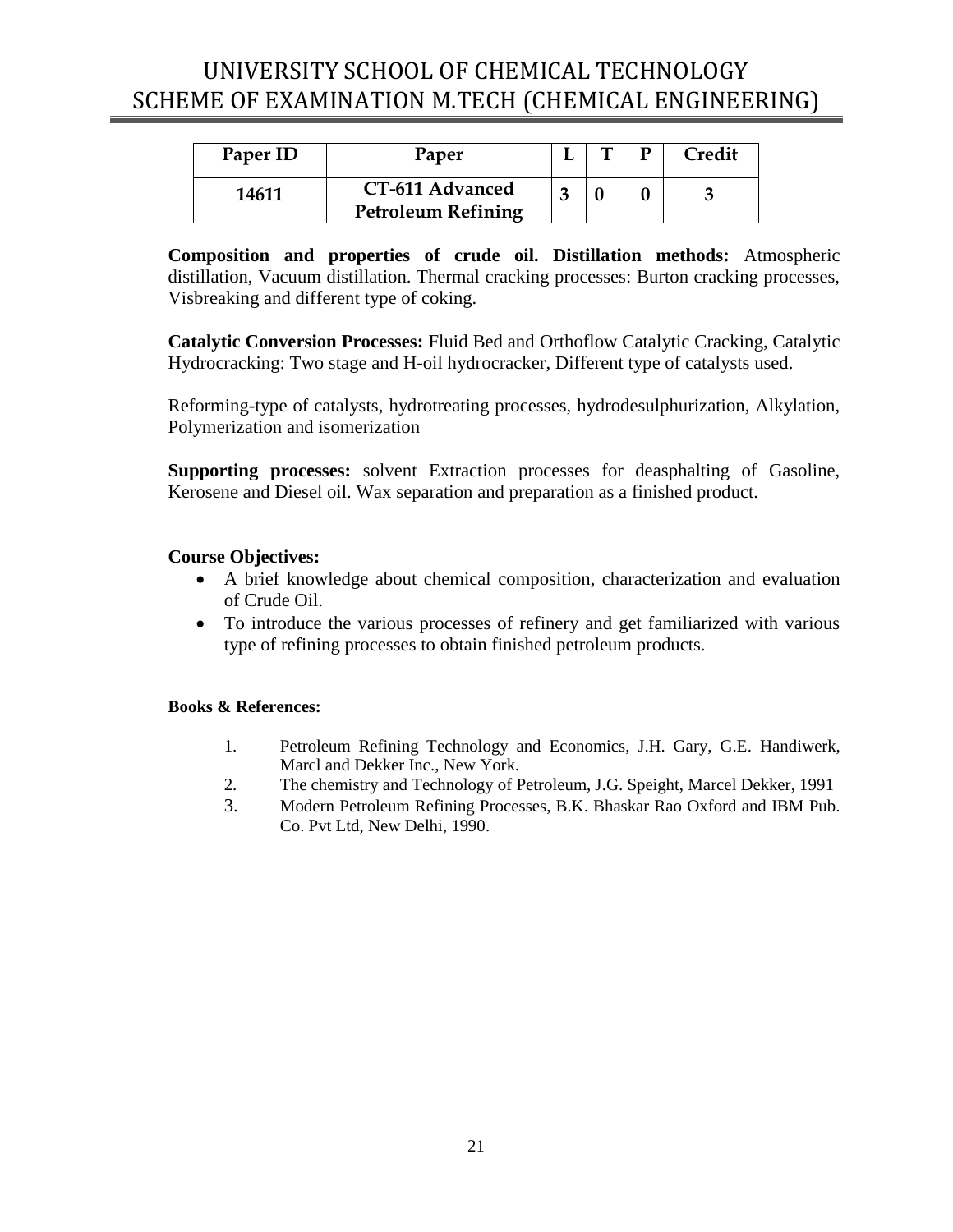# UNIVERSITY SCHOOL OF CHEMICAL TECHNOLOGY
# SCHEME OF EXAMINATION M.TECH (CHEMICAL ENGINEERING)

| Paper ID | Paper | L | T | P | Credit |
|---|---|---|---|---|---|
| 14611 | CT-611 Advanced Petroleum Refining | 3 | 0 | 0 | 3 |

**Composition and properties of crude oil. Distillation methods:** Atmospheric distillation, Vacuum distillation. Thermal cracking processes: Burton cracking processes, Visbreaking and different type of coking.

**Catalytic Conversion Processes:** Fluid Bed and Orthoflow Catalytic Cracking, Catalytic Hydrocracking: Two stage and H-oil hydrocracker, Different type of catalysts used.

Reforming-type of catalysts, hydrotreating processes, hydrodesulphurization, Alkylation, Polymerization and isomerization

**Supporting processes:** solvent Extraction processes for deasphalting of Gasoline, Kerosene and Diesel oil. Wax separation and preparation as a finished product.

**Course Objectives:**

- A brief knowledge about chemical composition, characterization and evaluation of Crude Oil.
- To introduce the various processes of refinery and get familiarized with various type of refining processes to obtain finished petroleum products.

**Books & References:**

1. Petroleum Refining Technology and Economics, J.H. Gary, G.E. Handiwerk, Marcl and Dekker Inc., New York.
2. The chemistry and Technology of Petroleum, J.G. Speight, Marcel Dekker, 1991
3. Modern Petroleum Refining Processes, B.K. Bhaskar Rao Oxford and IBM Pub. Co. Pvt Ltd, New Delhi, 1990.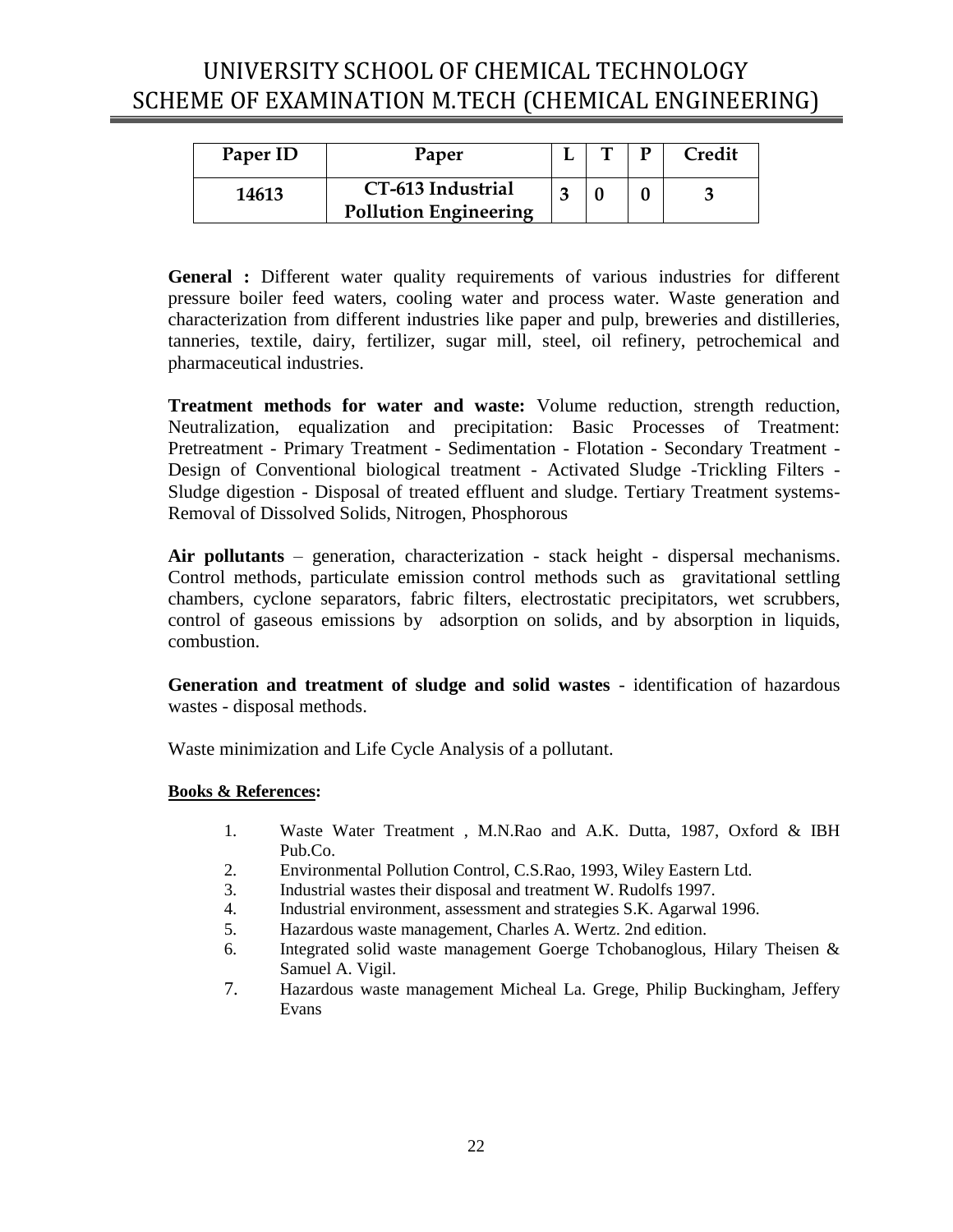# UNIVERSITY SCHOOL OF CHEMICAL TECHNOLOGY
# SCHEME OF EXAMINATION M.TECH (CHEMICAL ENGINEERING)

| Paper ID | Paper | L | T | P | Credit |
|---|---|---|---|---|---|
| 14613 | CT-613 Industrial Pollution Engineering | 3 | 0 | 0 | 3 |

**General :** Different water quality requirements of various industries for different pressure boiler feed waters, cooling water and process water. Waste generation and characterization from different industries like paper and pulp, breweries and distilleries, tanneries, textile, dairy, fertilizer, sugar mill, steel, oil refinery, petrochemical and pharmaceutical industries.

**Treatment methods for water and waste:** Volume reduction, strength reduction, Neutralization, equalization and precipitation: Basic Processes of Treatment: Pretreatment - Primary Treatment - Sedimentation - Flotation - Secondary Treatment - Design of Conventional biological treatment - Activated Sludge -Trickling Filters - Sludge digestion - Disposal of treated effluent and sludge. Tertiary Treatment systems-Removal of Dissolved Solids, Nitrogen, Phosphorous

**Air pollutants** – generation, characterization - stack height - dispersal mechanisms. Control methods, particulate emission control methods such as gravitational settling chambers, cyclone separators, fabric filters, electrostatic precipitators, wet scrubbers, control of gaseous emissions by adsorption on solids, and by absorption in liquids, combustion.

**Generation and treatment of sludge and solid wastes** - identification of hazardous wastes - disposal methods.

Waste minimization and Life Cycle Analysis of a pollutant.

**Books & References:**

1. Waste Water Treatment , M.N.Rao and A.K. Dutta, 1987, Oxford & IBH Pub.Co.
2. Environmental Pollution Control, C.S.Rao, 1993, Wiley Eastern Ltd.
3. Industrial wastes their disposal and treatment W. Rudolfs 1997.
4. Industrial environment, assessment and strategies S.K. Agarwal 1996.
5. Hazardous waste management, Charles A. Wertz. 2nd edition.
6. Integrated solid waste management Goerge Tchobanoglous, Hilary Theisen & Samuel A. Vigil.
7. Hazardous waste management Micheal La. Grege, Philip Buckingham, Jeffery Evans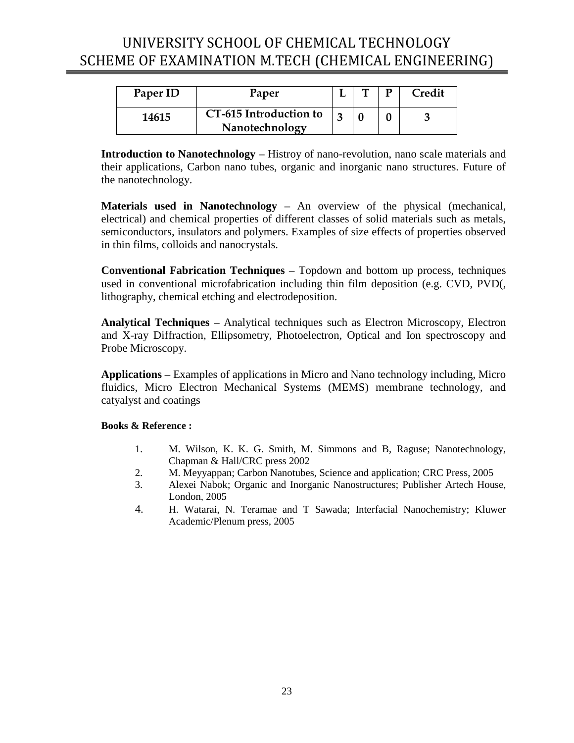# UNIVERSITY SCHOOL OF CHEMICAL TECHNOLOGY
# SCHEME OF EXAMINATION M.TECH (CHEMICAL ENGINEERING)

| Paper ID | Paper | L | T | P | Credit |
|---|---|---|---|---|---|
| 14615 | CT-615 Introduction to Nanotechnology | 3 | 0 | 0 | 3 |

**Introduction to Nanotechnology –** Histroy of nano-revolution, nano scale materials and their applications, Carbon nano tubes, organic and inorganic nano structures. Future of the nanotechnology.

**Materials used in Nanotechnology –** An overview of the physical (mechanical, electrical) and chemical properties of different classes of solid materials such as metals, semiconductors, insulators and polymers. Examples of size effects of properties observed in thin films, colloids and nanocrystals.

**Conventional Fabrication Techniques –** Topdown and bottom up process, techniques used in conventional microfabrication including thin film deposition (e.g. CVD, PVD(, lithography, chemical etching and electrodeposition.

**Analytical Techniques –** Analytical techniques such as Electron Microscopy, Electron and X-ray Diffraction, Ellipsometry, Photoelectron, Optical and Ion spectroscopy and Probe Microscopy.

**Applications –** Examples of applications in Micro and Nano technology including, Micro fluidics, Micro Electron Mechanical Systems (MEMS) membrane technology, and catyalyst and coatings

**Books & Reference :**

1. M. Wilson, K. K. G. Smith, M. Simmons and B, Raguse; Nanotechnology, Chapman & Hall/CRC press 2002
2. M. Meyyappan; Carbon Nanotubes, Science and application; CRC Press, 2005
3. Alexei Nabok; Organic and Inorganic Nanostructures; Publisher Artech House, London, 2005
4. H. Watarai, N. Teramae and T Sawada; Interfacial Nanochemistry; Kluwer Academic/Plenum press, 2005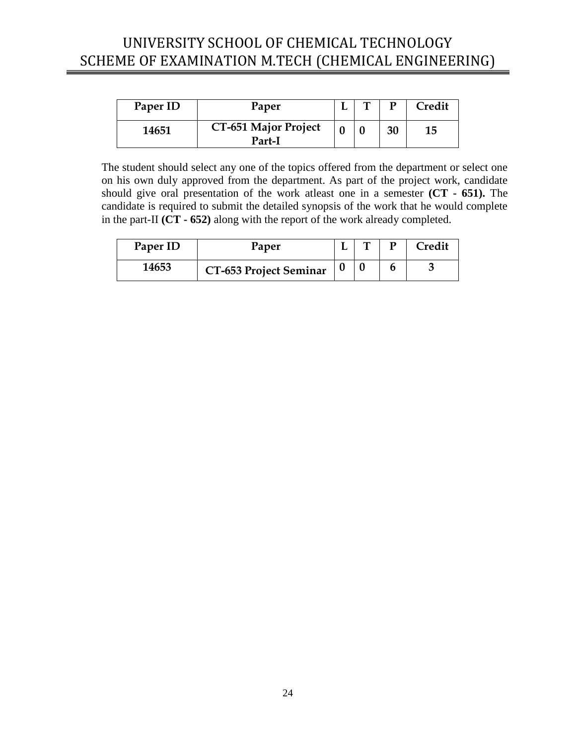| Paper ID | Paper | L | T | P | Credit |
|---|---|---|---|---|---|
| 14651 | CT-651 Major Project Part-I | 0 | 0 | 30 | 15 |

The student should select any one of the topics offered from the department or select one on his own duly approved from the department. As part of the project work, candidate should give oral presentation of the work atleast one in a semester **(CT - 651).** The candidate is required to submit the detailed synopsis of the work that he would complete in the part-II **(CT - 652)** along with the report of the work already completed.

| Paper ID | Paper | L | T | P | Credit |
|---|---|---|---|---|---|
| 14653 | CT-653 Project Seminar | 0 | 0 | 6 | 3 |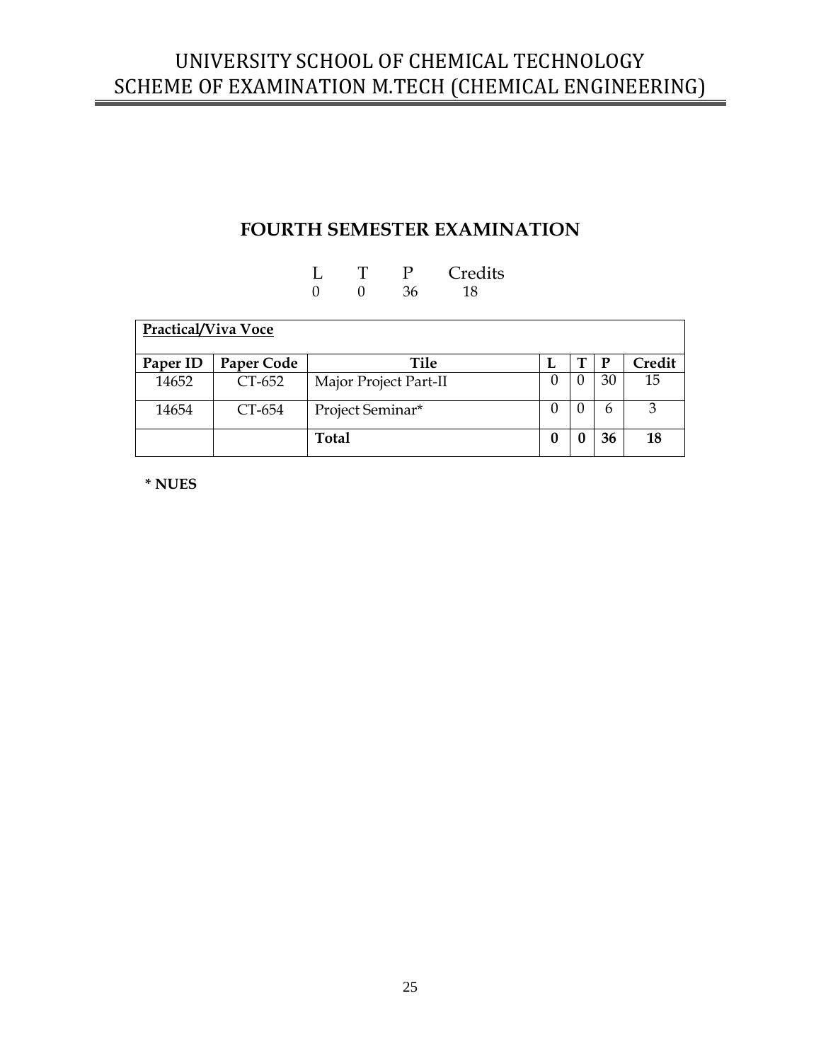# UNIVERSITY SCHOOL OF CHEMICAL TECHNOLOGY
# SCHEME OF EXAMINATION M.TECH (CHEMICAL ENGINEERING)

## FOURTH SEMESTER EXAMINATION

| L | T | P | Credits |
|---|---|---|---|
| 0 | 0 | 36 | 18 |

| **Practical/Viva Voce** | | | | | | |
|---|---|---|---|---|---|---|
| **Paper ID** | **Paper Code** | **Tile** | **L** | **T** | **P** | **Credit** |
| 14652 | CT-652 | Major Project Part-II | 0 | 0 | 30 | 15 |
| 14654 | CT-654 | Project Seminar* | 0 | 0 | 6 | 3 |
| | | **Total** | **0** | **0** | **36** | **18** |

**\* NUES**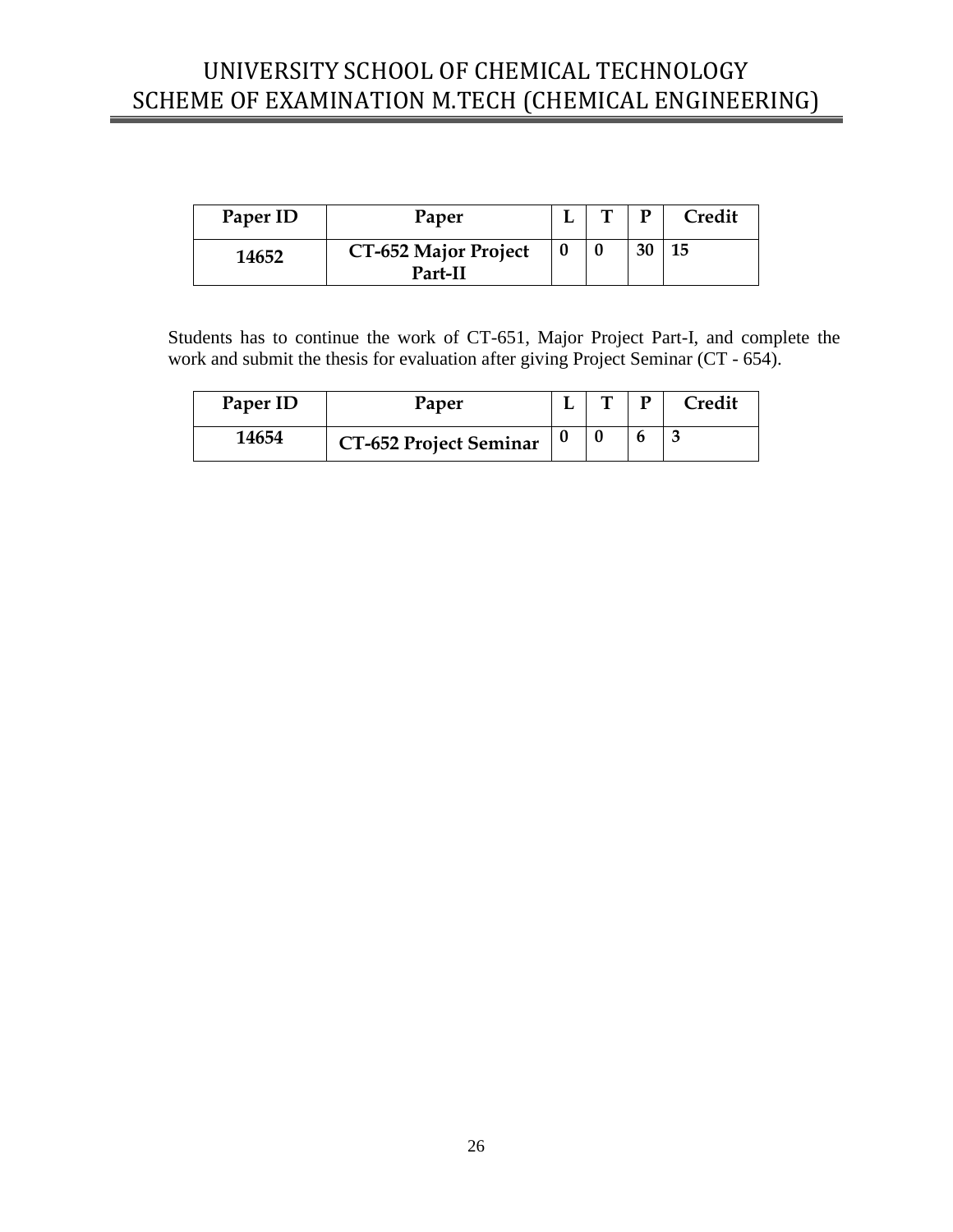| Paper ID | Paper | L | T | P | Credit |
|---|---|---|---|---|---|
| 14652 | CT-652 Major Project Part-II | 0 | 0 | 30 | 15 |

Students has to continue the work of CT-651, Major Project Part-I, and complete the work and submit the thesis for evaluation after giving Project Seminar (CT - 654).

| Paper ID | Paper | L | T | P | Credit |
|---|---|---|---|---|---|
| 14654 | CT-652 Project Seminar | 0 | 0 | 6 | 3 |